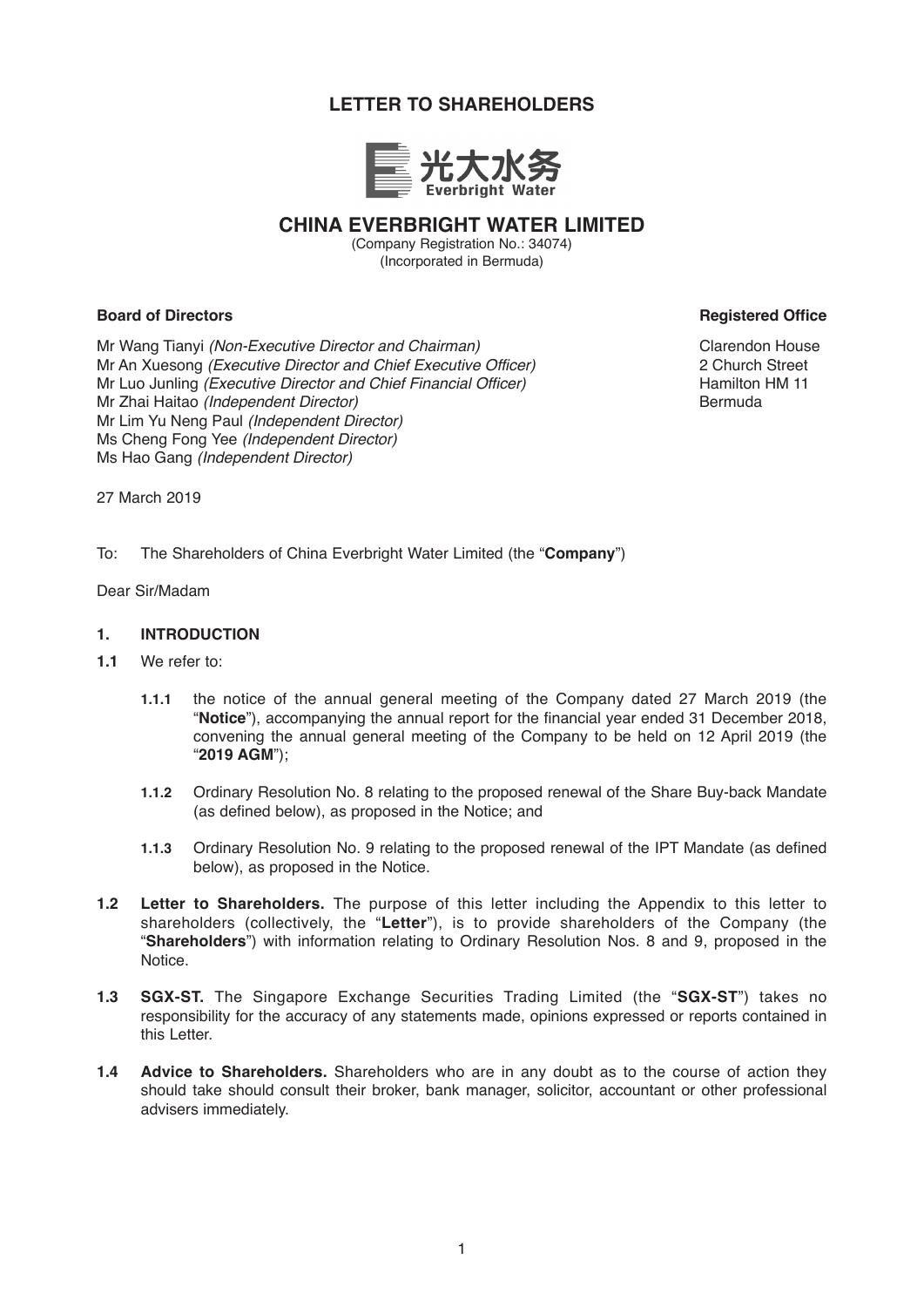# LETTER TO SHAREHOLDERS

光大水务
Everbright Water

## CHINA EVERBRIGHT WATER LIMITED

(Company Registration No.: 34074)
(Incorporated in Bermuda)

**Board of Directors**

Mr Wang Tianyi *(Non-Executive Director and Chairman)*
Mr An Xuesong *(Executive Director and Chief Executive Officer)*
Mr Luo Junling *(Executive Director and Chief Financial Officer)*
Mr Zhai Haitao *(Independent Director)*
Mr Lim Yu Neng Paul *(Independent Director)*
Ms Cheng Fong Yee *(Independent Director)*
Ms Hao Gang *(Independent Director)*

**Registered Office**

Clarendon House
2 Church Street
Hamilton HM 11
Bermuda

27 March 2019

To: The Shareholders of China Everbright Water Limited (the "**Company**")

Dear Sir/Madam

**1. INTRODUCTION**

**1.1** We refer to:

**1.1.1** the notice of the annual general meeting of the Company dated 27 March 2019 (the "**Notice**"), accompanying the annual report for the financial year ended 31 December 2018, convening the annual general meeting of the Company to be held on 12 April 2019 (the "**2019 AGM**");

**1.1.2** Ordinary Resolution No. 8 relating to the proposed renewal of the Share Buy-back Mandate (as defined below), as proposed in the Notice; and

**1.1.3** Ordinary Resolution No. 9 relating to the proposed renewal of the IPT Mandate (as defined below), as proposed in the Notice.

**1.2** **Letter to Shareholders.** The purpose of this letter including the Appendix to this letter to shareholders (collectively, the "**Letter**"), is to provide shareholders of the Company (the "**Shareholders**") with information relating to Ordinary Resolution Nos. 8 and 9, proposed in the Notice.

**1.3** **SGX-ST.** The Singapore Exchange Securities Trading Limited (the "**SGX-ST**") takes no responsibility for the accuracy of any statements made, opinions expressed or reports contained in this Letter.

**1.4** **Advice to Shareholders.** Shareholders who are in any doubt as to the course of action they should take should consult their broker, bank manager, solicitor, accountant or other professional advisers immediately.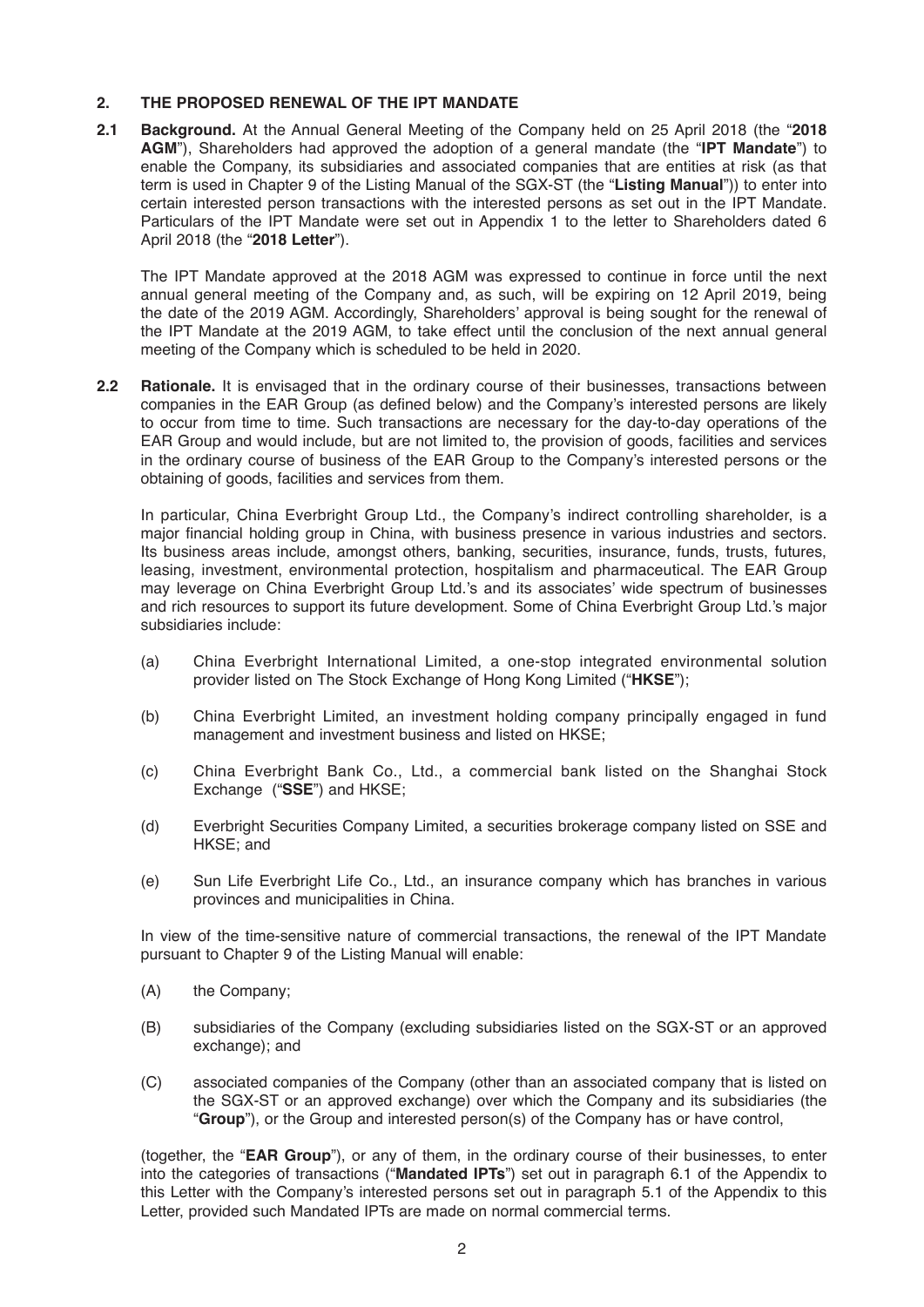## 2. THE PROPOSED RENEWAL OF THE IPT MANDATE

**2.1 Background.** At the Annual General Meeting of the Company held on 25 April 2018 (the "**2018 AGM**"), Shareholders had approved the adoption of a general mandate (the "**IPT Mandate**") to enable the Company, its subsidiaries and associated companies that are entities at risk (as that term is used in Chapter 9 of the Listing Manual of the SGX-ST (the "**Listing Manual**")) to enter into certain interested person transactions with the interested persons as set out in the IPT Mandate. Particulars of the IPT Mandate were set out in Appendix 1 to the letter to Shareholders dated 6 April 2018 (the "**2018 Letter**").

The IPT Mandate approved at the 2018 AGM was expressed to continue in force until the next annual general meeting of the Company and, as such, will be expiring on 12 April 2019, being the date of the 2019 AGM. Accordingly, Shareholders' approval is being sought for the renewal of the IPT Mandate at the 2019 AGM, to take effect until the conclusion of the next annual general meeting of the Company which is scheduled to be held in 2020.

**2.2 Rationale.** It is envisaged that in the ordinary course of their businesses, transactions between companies in the EAR Group (as defined below) and the Company's interested persons are likely to occur from time to time. Such transactions are necessary for the day-to-day operations of the EAR Group and would include, but are not limited to, the provision of goods, facilities and services in the ordinary course of business of the EAR Group to the Company's interested persons or the obtaining of goods, facilities and services from them.

In particular, China Everbright Group Ltd., the Company's indirect controlling shareholder, is a major financial holding group in China, with business presence in various industries and sectors. Its business areas include, amongst others, banking, securities, insurance, funds, trusts, futures, leasing, investment, environmental protection, hospitalism and pharmaceutical. The EAR Group may leverage on China Everbright Group Ltd.'s and its associates' wide spectrum of businesses and rich resources to support its future development. Some of China Everbright Group Ltd.'s major subsidiaries include:

(a) China Everbright International Limited, a one-stop integrated environmental solution provider listed on The Stock Exchange of Hong Kong Limited ("**HKSE**");

(b) China Everbright Limited, an investment holding company principally engaged in fund management and investment business and listed on HKSE;

(c) China Everbright Bank Co., Ltd., a commercial bank listed on the Shanghai Stock Exchange ("**SSE**") and HKSE;

(d) Everbright Securities Company Limited, a securities brokerage company listed on SSE and HKSE; and

(e) Sun Life Everbright Life Co., Ltd., an insurance company which has branches in various provinces and municipalities in China.

In view of the time-sensitive nature of commercial transactions, the renewal of the IPT Mandate pursuant to Chapter 9 of the Listing Manual will enable:

(A) the Company;

(B) subsidiaries of the Company (excluding subsidiaries listed on the SGX-ST or an approved exchange); and

(C) associated companies of the Company (other than an associated company that is listed on the SGX-ST or an approved exchange) over which the Company and its subsidiaries (the "**Group**"), or the Group and interested person(s) of the Company has or have control,

(together, the "**EAR Group**"), or any of them, in the ordinary course of their businesses, to enter into the categories of transactions ("**Mandated IPTs**") set out in paragraph 6.1 of the Appendix to this Letter with the Company's interested persons set out in paragraph 5.1 of the Appendix to this Letter, provided such Mandated IPTs are made on normal commercial terms.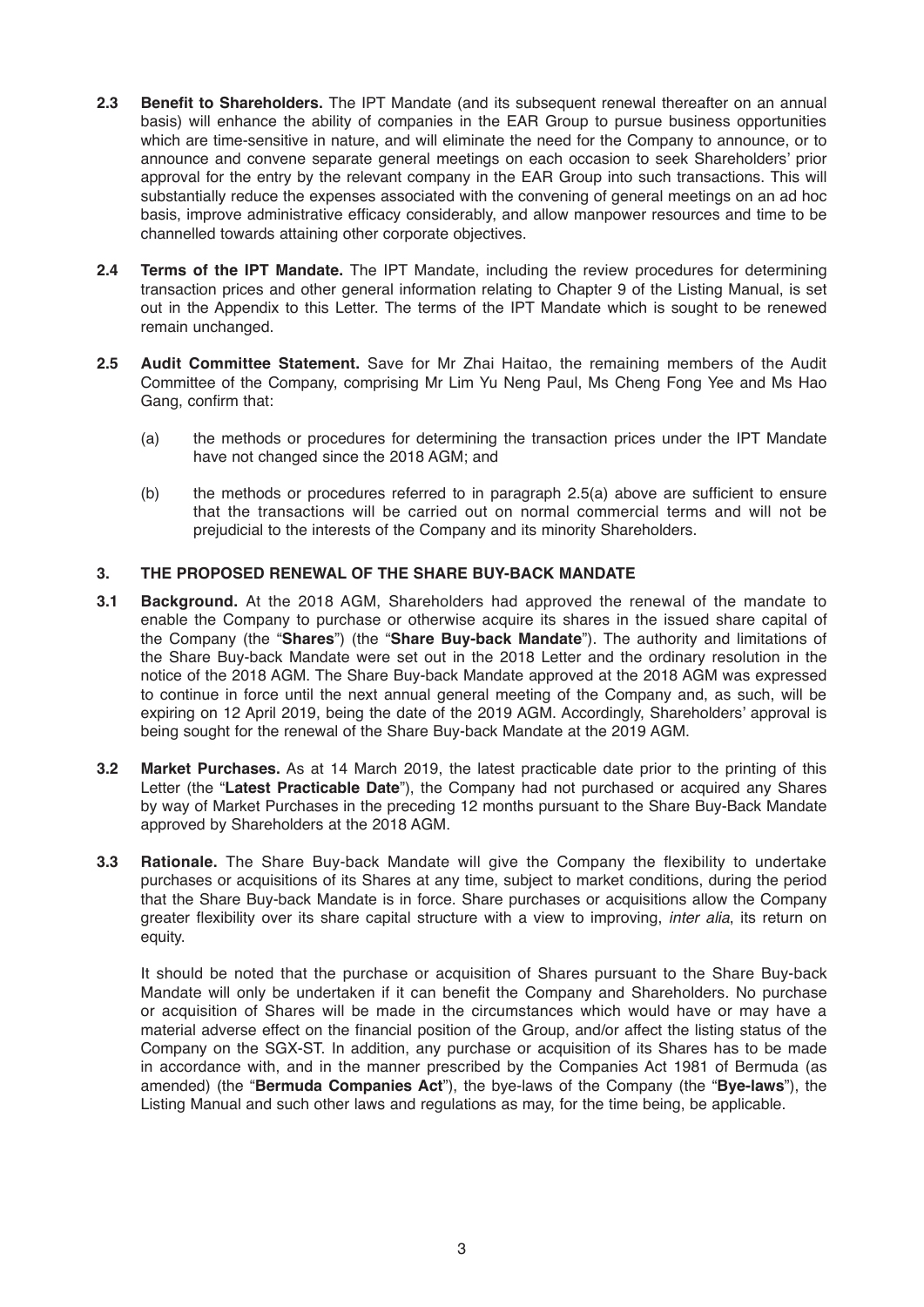**2.3 Benefit to Shareholders.** The IPT Mandate (and its subsequent renewal thereafter on an annual basis) will enhance the ability of companies in the EAR Group to pursue business opportunities which are time-sensitive in nature, and will eliminate the need for the Company to announce, or to announce and convene separate general meetings on each occasion to seek Shareholders' prior approval for the entry by the relevant company in the EAR Group into such transactions. This will substantially reduce the expenses associated with the convening of general meetings on an ad hoc basis, improve administrative efficacy considerably, and allow manpower resources and time to be channelled towards attaining other corporate objectives.

**2.4 Terms of the IPT Mandate.** The IPT Mandate, including the review procedures for determining transaction prices and other general information relating to Chapter 9 of the Listing Manual, is set out in the Appendix to this Letter. The terms of the IPT Mandate which is sought to be renewed remain unchanged.

**2.5 Audit Committee Statement.** Save for Mr Zhai Haitao, the remaining members of the Audit Committee of the Company, comprising Mr Lim Yu Neng Paul, Ms Cheng Fong Yee and Ms Hao Gang, confirm that:

(a) the methods or procedures for determining the transaction prices under the IPT Mandate have not changed since the 2018 AGM; and

(b) the methods or procedures referred to in paragraph 2.5(a) above are sufficient to ensure that the transactions will be carried out on normal commercial terms and will not be prejudicial to the interests of the Company and its minority Shareholders.

## 3. THE PROPOSED RENEWAL OF THE SHARE BUY-BACK MANDATE

**3.1 Background.** At the 2018 AGM, Shareholders had approved the renewal of the mandate to enable the Company to purchase or otherwise acquire its shares in the issued share capital of the Company (the "**Shares**") (the "**Share Buy-back Mandate**"). The authority and limitations of the Share Buy-back Mandate were set out in the 2018 Letter and the ordinary resolution in the notice of the 2018 AGM. The Share Buy-back Mandate approved at the 2018 AGM was expressed to continue in force until the next annual general meeting of the Company and, as such, will be expiring on 12 April 2019, being the date of the 2019 AGM. Accordingly, Shareholders' approval is being sought for the renewal of the Share Buy-back Mandate at the 2019 AGM.

**3.2 Market Purchases.** As at 14 March 2019, the latest practicable date prior to the printing of this Letter (the "**Latest Practicable Date**"), the Company had not purchased or acquired any Shares by way of Market Purchases in the preceding 12 months pursuant to the Share Buy-Back Mandate approved by Shareholders at the 2018 AGM.

**3.3 Rationale.** The Share Buy-back Mandate will give the Company the flexibility to undertake purchases or acquisitions of its Shares at any time, subject to market conditions, during the period that the Share Buy-back Mandate is in force. Share purchases or acquisitions allow the Company greater flexibility over its share capital structure with a view to improving, *inter alia*, its return on equity.

It should be noted that the purchase or acquisition of Shares pursuant to the Share Buy-back Mandate will only be undertaken if it can benefit the Company and Shareholders. No purchase or acquisition of Shares will be made in the circumstances which would have or may have a material adverse effect on the financial position of the Group, and/or affect the listing status of the Company on the SGX-ST. In addition, any purchase or acquisition of its Shares has to be made in accordance with, and in the manner prescribed by the Companies Act 1981 of Bermuda (as amended) (the "**Bermuda Companies Act**"), the bye-laws of the Company (the "**Bye-laws**"), the Listing Manual and such other laws and regulations as may, for the time being, be applicable.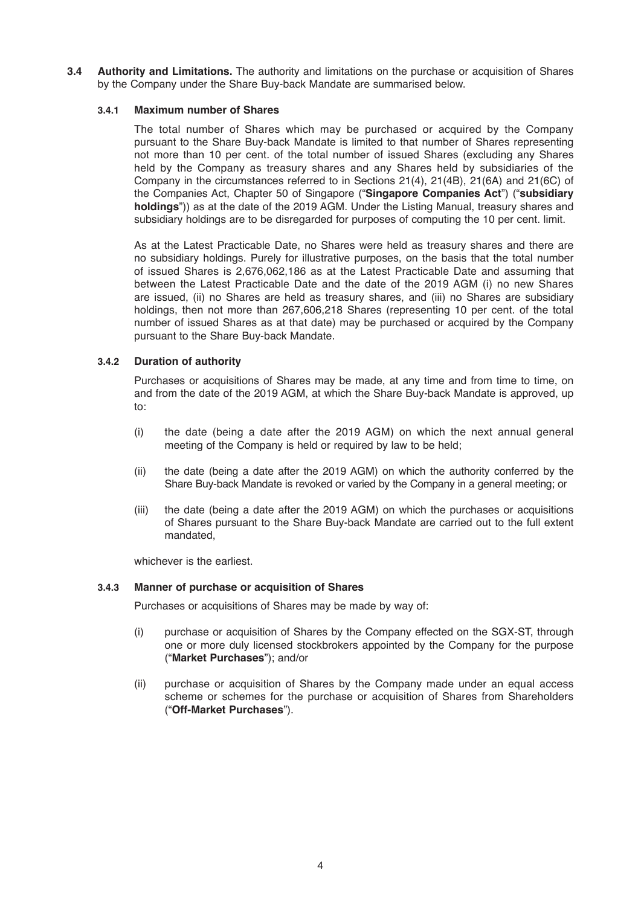**3.4 Authority and Limitations.** The authority and limitations on the purchase or acquisition of Shares by the Company under the Share Buy-back Mandate are summarised below.

**3.4.1 Maximum number of Shares**

The total number of Shares which may be purchased or acquired by the Company pursuant to the Share Buy-back Mandate is limited to that number of Shares representing not more than 10 per cent. of the total number of issued Shares (excluding any Shares held by the Company as treasury shares and any Shares held by subsidiaries of the Company in the circumstances referred to in Sections 21(4), 21(4B), 21(6A) and 21(6C) of the Companies Act, Chapter 50 of Singapore ("**Singapore Companies Act**") ("**subsidiary holdings**")) as at the date of the 2019 AGM. Under the Listing Manual, treasury shares and subsidiary holdings are to be disregarded for purposes of computing the 10 per cent. limit.

As at the Latest Practicable Date, no Shares were held as treasury shares and there are no subsidiary holdings. Purely for illustrative purposes, on the basis that the total number of issued Shares is 2,676,062,186 as at the Latest Practicable Date and assuming that between the Latest Practicable Date and the date of the 2019 AGM (i) no new Shares are issued, (ii) no Shares are held as treasury shares, and (iii) no Shares are subsidiary holdings, then not more than 267,606,218 Shares (representing 10 per cent. of the total number of issued Shares as at that date) may be purchased or acquired by the Company pursuant to the Share Buy-back Mandate.

**3.4.2 Duration of authority**

Purchases or acquisitions of Shares may be made, at any time and from time to time, on and from the date of the 2019 AGM, at which the Share Buy-back Mandate is approved, up to:

(i) the date (being a date after the 2019 AGM) on which the next annual general meeting of the Company is held or required by law to be held;

(ii) the date (being a date after the 2019 AGM) on which the authority conferred by the Share Buy-back Mandate is revoked or varied by the Company in a general meeting; or

(iii) the date (being a date after the 2019 AGM) on which the purchases or acquisitions of Shares pursuant to the Share Buy-back Mandate are carried out to the full extent mandated,

whichever is the earliest.

**3.4.3 Manner of purchase or acquisition of Shares**

Purchases or acquisitions of Shares may be made by way of:

(i) purchase or acquisition of Shares by the Company effected on the SGX-ST, through one or more duly licensed stockbrokers appointed by the Company for the purpose ("**Market Purchases**"); and/or

(ii) purchase or acquisition of Shares by the Company made under an equal access scheme or schemes for the purchase or acquisition of Shares from Shareholders ("**Off-Market Purchases**").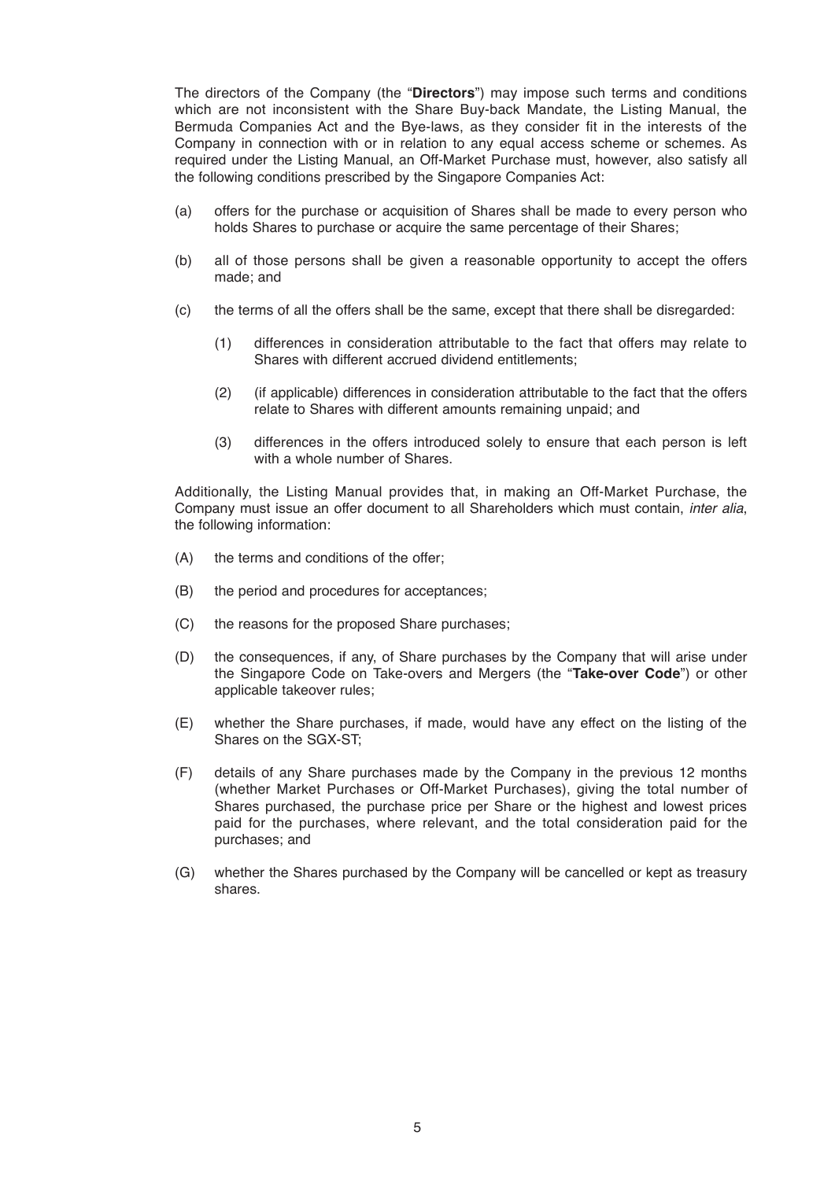The directors of the Company (the "**Directors**") may impose such terms and conditions which are not inconsistent with the Share Buy-back Mandate, the Listing Manual, the Bermuda Companies Act and the Bye-laws, as they consider fit in the interests of the Company in connection with or in relation to any equal access scheme or schemes. As required under the Listing Manual, an Off-Market Purchase must, however, also satisfy all the following conditions prescribed by the Singapore Companies Act:

(a) offers for the purchase or acquisition of Shares shall be made to every person who holds Shares to purchase or acquire the same percentage of their Shares;

(b) all of those persons shall be given a reasonable opportunity to accept the offers made; and

(c) the terms of all the offers shall be the same, except that there shall be disregarded:

  (1) differences in consideration attributable to the fact that offers may relate to Shares with different accrued dividend entitlements;

  (2) (if applicable) differences in consideration attributable to the fact that the offers relate to Shares with different amounts remaining unpaid; and

  (3) differences in the offers introduced solely to ensure that each person is left with a whole number of Shares.

Additionally, the Listing Manual provides that, in making an Off-Market Purchase, the Company must issue an offer document to all Shareholders which must contain, *inter alia*, the following information:

(A) the terms and conditions of the offer;

(B) the period and procedures for acceptances;

(C) the reasons for the proposed Share purchases;

(D) the consequences, if any, of Share purchases by the Company that will arise under the Singapore Code on Take-overs and Mergers (the "**Take-over Code**") or other applicable takeover rules;

(E) whether the Share purchases, if made, would have any effect on the listing of the Shares on the SGX-ST;

(F) details of any Share purchases made by the Company in the previous 12 months (whether Market Purchases or Off-Market Purchases), giving the total number of Shares purchased, the purchase price per Share or the highest and lowest prices paid for the purchases, where relevant, and the total consideration paid for the purchases; and

(G) whether the Shares purchased by the Company will be cancelled or kept as treasury shares.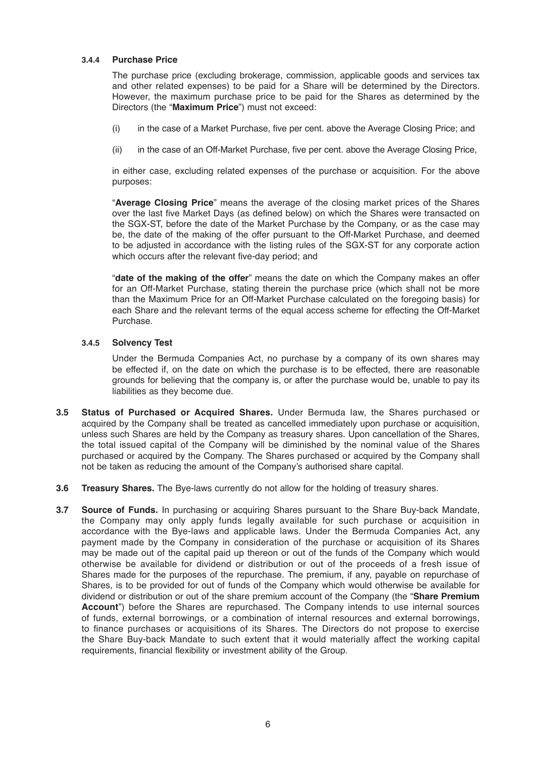#### 3.4.4 Purchase Price

The purchase price (excluding brokerage, commission, applicable goods and services tax and other related expenses) to be paid for a Share will be determined by the Directors. However, the maximum purchase price to be paid for the Shares as determined by the Directors (the "**Maximum Price**") must not exceed:

(i) in the case of a Market Purchase, five per cent. above the Average Closing Price; and

(ii) in the case of an Off-Market Purchase, five per cent. above the Average Closing Price,

in either case, excluding related expenses of the purchase or acquisition. For the above purposes:

"**Average Closing Price**" means the average of the closing market prices of the Shares over the last five Market Days (as defined below) on which the Shares were transacted on the SGX-ST, before the date of the Market Purchase by the Company, or as the case may be, the date of the making of the offer pursuant to the Off-Market Purchase, and deemed to be adjusted in accordance with the listing rules of the SGX-ST for any corporate action which occurs after the relevant five-day period; and

"**date of the making of the offer**" means the date on which the Company makes an offer for an Off-Market Purchase, stating therein the purchase price (which shall not be more than the Maximum Price for an Off-Market Purchase calculated on the foregoing basis) for each Share and the relevant terms of the equal access scheme for effecting the Off-Market Purchase.

#### 3.4.5 Solvency Test

Under the Bermuda Companies Act, no purchase by a company of its own shares may be effected if, on the date on which the purchase is to be effected, there are reasonable grounds for believing that the company is, or after the purchase would be, unable to pay its liabilities as they become due.

**3.5 Status of Purchased or Acquired Shares.** Under Bermuda law, the Shares purchased or acquired by the Company shall be treated as cancelled immediately upon purchase or acquisition, unless such Shares are held by the Company as treasury shares. Upon cancellation of the Shares, the total issued capital of the Company will be diminished by the nominal value of the Shares purchased or acquired by the Company. The Shares purchased or acquired by the Company shall not be taken as reducing the amount of the Company's authorised share capital.

**3.6 Treasury Shares.** The Bye-laws currently do not allow for the holding of treasury shares.

**3.7 Source of Funds.** In purchasing or acquiring Shares pursuant to the Share Buy-back Mandate, the Company may only apply funds legally available for such purchase or acquisition in accordance with the Bye-laws and applicable laws. Under the Bermuda Companies Act, any payment made by the Company in consideration of the purchase or acquisition of its Shares may be made out of the capital paid up thereon or out of the funds of the Company which would otherwise be available for dividend or distribution or out of the proceeds of a fresh issue of Shares made for the purposes of the repurchase. The premium, if any, payable on repurchase of Shares, is to be provided for out of funds of the Company which would otherwise be available for dividend or distribution or out of the share premium account of the Company (the "**Share Premium Account**") before the Shares are repurchased. The Company intends to use internal sources of funds, external borrowings, or a combination of internal resources and external borrowings, to finance purchases or acquisitions of its Shares. The Directors do not propose to exercise the Share Buy-back Mandate to such extent that it would materially affect the working capital requirements, financial flexibility or investment ability of the Group.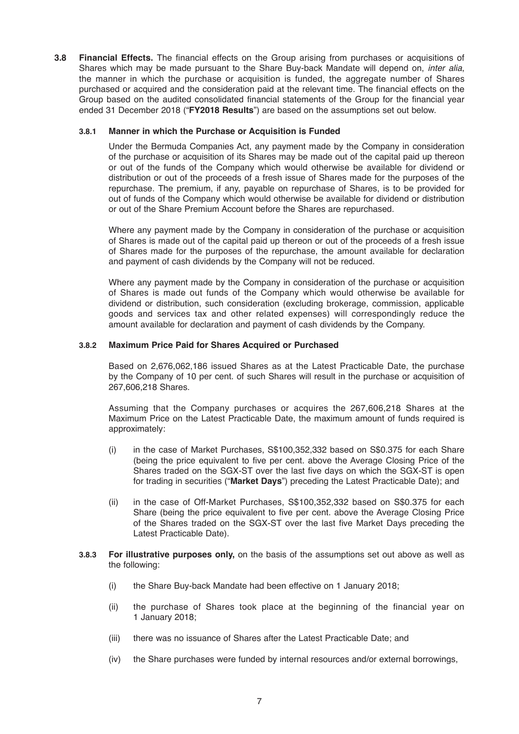**3.8 Financial Effects.** The financial effects on the Group arising from purchases or acquisitions of Shares which may be made pursuant to the Share Buy-back Mandate will depend on, *inter alia*, the manner in which the purchase or acquisition is funded, the aggregate number of Shares purchased or acquired and the consideration paid at the relevant time. The financial effects on the Group based on the audited consolidated financial statements of the Group for the financial year ended 31 December 2018 ("**FY2018 Results**") are based on the assumptions set out below.

**3.8.1 Manner in which the Purchase or Acquisition is Funded**

Under the Bermuda Companies Act, any payment made by the Company in consideration of the purchase or acquisition of its Shares may be made out of the capital paid up thereon or out of the funds of the Company which would otherwise be available for dividend or distribution or out of the proceeds of a fresh issue of Shares made for the purposes of the repurchase. The premium, if any, payable on repurchase of Shares, is to be provided for out of funds of the Company which would otherwise be available for dividend or distribution or out of the Share Premium Account before the Shares are repurchased.

Where any payment made by the Company in consideration of the purchase or acquisition of Shares is made out of the capital paid up thereon or out of the proceeds of a fresh issue of Shares made for the purposes of the repurchase, the amount available for declaration and payment of cash dividends by the Company will not be reduced.

Where any payment made by the Company in consideration of the purchase or acquisition of Shares is made out funds of the Company which would otherwise be available for dividend or distribution, such consideration (excluding brokerage, commission, applicable goods and services tax and other related expenses) will correspondingly reduce the amount available for declaration and payment of cash dividends by the Company.

**3.8.2 Maximum Price Paid for Shares Acquired or Purchased**

Based on 2,676,062,186 issued Shares as at the Latest Practicable Date, the purchase by the Company of 10 per cent. of such Shares will result in the purchase or acquisition of 267,606,218 Shares.

Assuming that the Company purchases or acquires the 267,606,218 Shares at the Maximum Price on the Latest Practicable Date, the maximum amount of funds required is approximately:

(i) in the case of Market Purchases, S$100,352,332 based on S$0.375 for each Share (being the price equivalent to five per cent. above the Average Closing Price of the Shares traded on the SGX-ST over the last five days on which the SGX-ST is open for trading in securities ("**Market Days**") preceding the Latest Practicable Date); and

(ii) in the case of Off-Market Purchases, S$100,352,332 based on S$0.375 for each Share (being the price equivalent to five per cent. above the Average Closing Price of the Shares traded on the SGX-ST over the last five Market Days preceding the Latest Practicable Date).

**3.8.3 For illustrative purposes only,** on the basis of the assumptions set out above as well as the following:

(i) the Share Buy-back Mandate had been effective on 1 January 2018;

(ii) the purchase of Shares took place at the beginning of the financial year on 1 January 2018;

(iii) there was no issuance of Shares after the Latest Practicable Date; and

(iv) the Share purchases were funded by internal resources and/or external borrowings,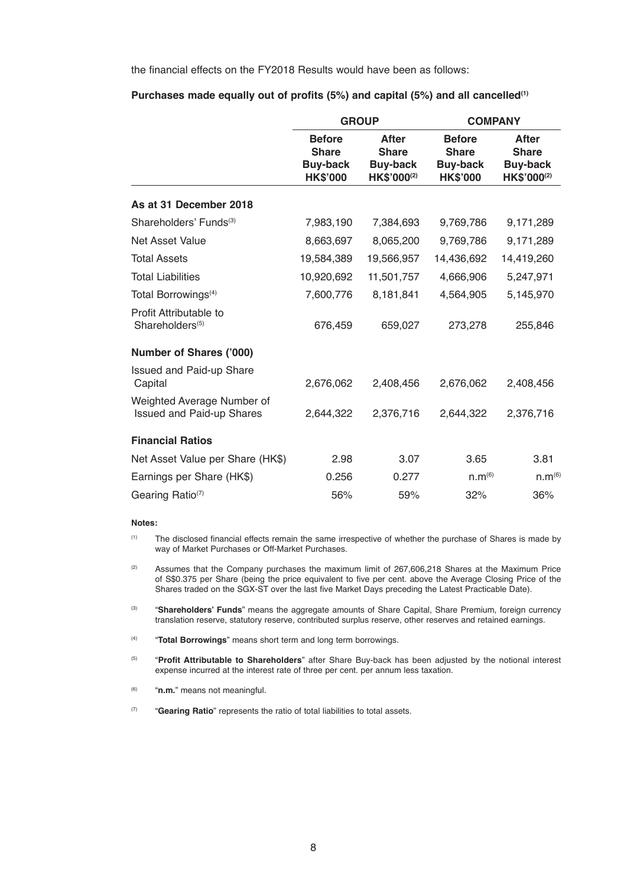the financial effects on the FY2018 Results would have been as follows:

**Purchases made equally out of profits (5%) and capital (5%) and all cancelled[(1)]**

| | **GROUP** | | **COMPANY** | |
|---|---|---|---|---|
| | **Before Share Buy-back HK$'000** | **After Share Buy-back HK$'000[(2)]** | **Before Share Buy-back HK$'000** | **After Share Buy-back HK$'000[(2)]** |
| **As at 31 December 2018** | | | | |
| Shareholders' Funds[(3)] | 7,983,190 | 7,384,693 | 9,769,786 | 9,171,289 |
| Net Asset Value | 8,663,697 | 8,065,200 | 9,769,786 | 9,171,289 |
| Total Assets | 19,584,389 | 19,566,957 | 14,436,692 | 14,419,260 |
| Total Liabilities | 10,920,692 | 11,501,757 | 4,666,906 | 5,247,971 |
| Total Borrowings[(4)] | 7,600,776 | 8,181,841 | 4,564,905 | 5,145,970 |
| Profit Attributable to Shareholders[(5)] | 676,459 | 659,027 | 273,278 | 255,846 |
| **Number of Shares ('000)** | | | | |
| Issued and Paid-up Share Capital | 2,676,062 | 2,408,456 | 2,676,062 | 2,408,456 |
| Weighted Average Number of Issued and Paid-up Shares | 2,644,322 | 2,376,716 | 2,644,322 | 2,376,716 |
| **Financial Ratios** | | | | |
| Net Asset Value per Share (HK$) | 2.98 | 3.07 | 3.65 | 3.81 |
| Earnings per Share (HK$) | 0.256 | 0.277 | n.m[(6)] | n.m[(6)] |
| Gearing Ratio[(7)] | 56% | 59% | 32% | 36% |

**Notes:**

(1) The disclosed financial effects remain the same irrespective of whether the purchase of Shares is made by way of Market Purchases or Off-Market Purchases.

(2) Assumes that the Company purchases the maximum limit of 267,606,218 Shares at the Maximum Price of S$0.375 per Share (being the price equivalent to five per cent. above the Average Closing Price of the Shares traded on the SGX-ST over the last five Market Days preceding the Latest Practicable Date).

(3) "**Shareholders' Funds**" means the aggregate amounts of Share Capital, Share Premium, foreign currency translation reserve, statutory reserve, contributed surplus reserve, other reserves and retained earnings.

(4) "**Total Borrowings**" means short term and long term borrowings.

(5) "**Profit Attributable to Shareholders**" after Share Buy-back has been adjusted by the notional interest expense incurred at the interest rate of three per cent. per annum less taxation.

(6) "**n.m.**" means not meaningful.

(7) "**Gearing Ratio**" represents the ratio of total liabilities to total assets.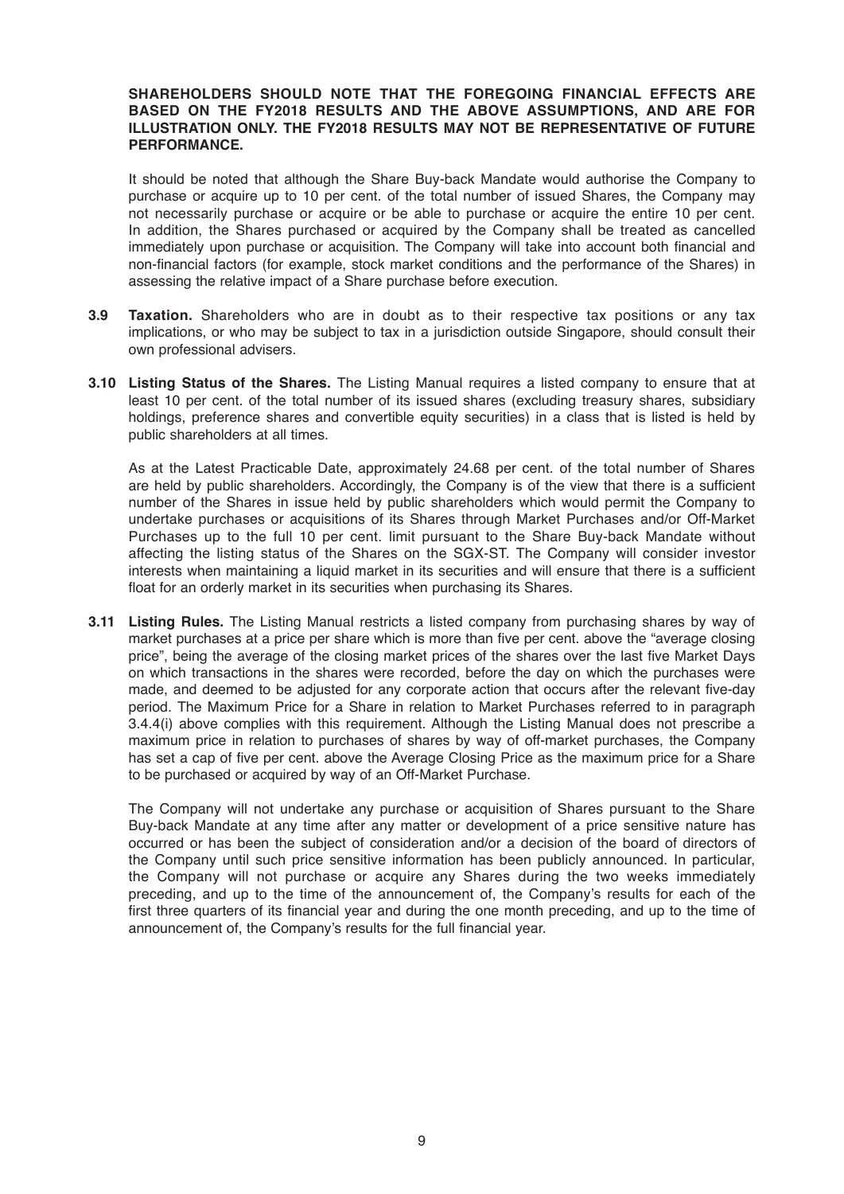**SHAREHOLDERS SHOULD NOTE THAT THE FOREGOING FINANCIAL EFFECTS ARE BASED ON THE FY2018 RESULTS AND THE ABOVE ASSUMPTIONS, AND ARE FOR ILLUSTRATION ONLY. THE FY2018 RESULTS MAY NOT BE REPRESENTATIVE OF FUTURE PERFORMANCE.**

It should be noted that although the Share Buy-back Mandate would authorise the Company to purchase or acquire up to 10 per cent. of the total number of issued Shares, the Company may not necessarily purchase or acquire or be able to purchase or acquire the entire 10 per cent. In addition, the Shares purchased or acquired by the Company shall be treated as cancelled immediately upon purchase or acquisition. The Company will take into account both financial and non-financial factors (for example, stock market conditions and the performance of the Shares) in assessing the relative impact of a Share purchase before execution.

**3.9 Taxation.** Shareholders who are in doubt as to their respective tax positions or any tax implications, or who may be subject to tax in a jurisdiction outside Singapore, should consult their own professional advisers.

**3.10 Listing Status of the Shares.** The Listing Manual requires a listed company to ensure that at least 10 per cent. of the total number of its issued shares (excluding treasury shares, subsidiary holdings, preference shares and convertible equity securities) in a class that is listed is held by public shareholders at all times.

As at the Latest Practicable Date, approximately 24.68 per cent. of the total number of Shares are held by public shareholders. Accordingly, the Company is of the view that there is a sufficient number of the Shares in issue held by public shareholders which would permit the Company to undertake purchases or acquisitions of its Shares through Market Purchases and/or Off-Market Purchases up to the full 10 per cent. limit pursuant to the Share Buy-back Mandate without affecting the listing status of the Shares on the SGX-ST. The Company will consider investor interests when maintaining a liquid market in its securities and will ensure that there is a sufficient float for an orderly market in its securities when purchasing its Shares.

**3.11 Listing Rules.** The Listing Manual restricts a listed company from purchasing shares by way of market purchases at a price per share which is more than five per cent. above the "average closing price", being the average of the closing market prices of the shares over the last five Market Days on which transactions in the shares were recorded, before the day on which the purchases were made, and deemed to be adjusted for any corporate action that occurs after the relevant five-day period. The Maximum Price for a Share in relation to Market Purchases referred to in paragraph 3.4.4(i) above complies with this requirement. Although the Listing Manual does not prescribe a maximum price in relation to purchases of shares by way of off-market purchases, the Company has set a cap of five per cent. above the Average Closing Price as the maximum price for a Share to be purchased or acquired by way of an Off-Market Purchase.

The Company will not undertake any purchase or acquisition of Shares pursuant to the Share Buy-back Mandate at any time after any matter or development of a price sensitive nature has occurred or has been the subject of consideration and/or a decision of the board of directors of the Company until such price sensitive information has been publicly announced. In particular, the Company will not purchase or acquire any Shares during the two weeks immediately preceding, and up to the time of the announcement of, the Company's results for each of the first three quarters of its financial year and during the one month preceding, and up to the time of announcement of, the Company's results for the full financial year.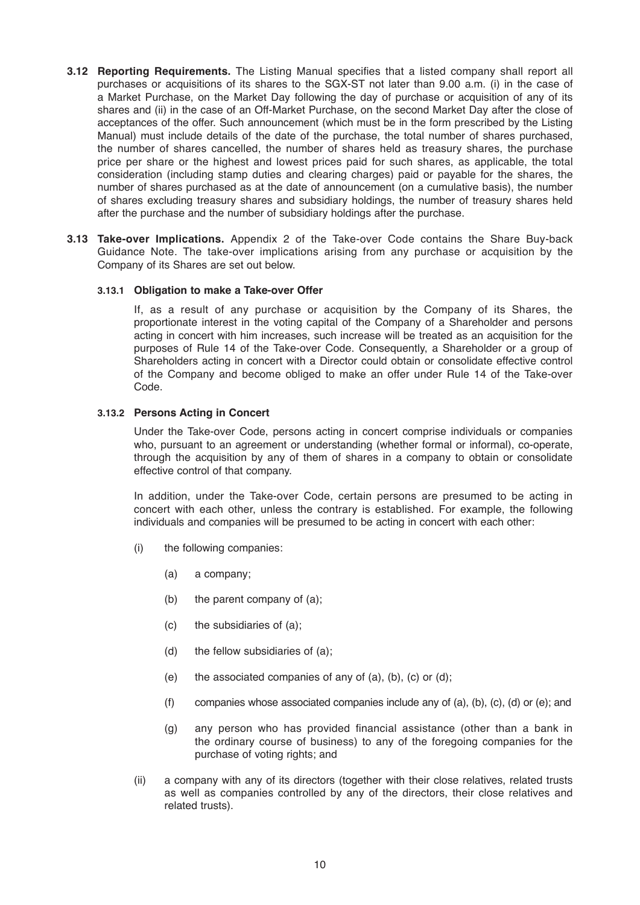**3.12 Reporting Requirements.** The Listing Manual specifies that a listed company shall report all purchases or acquisitions of its shares to the SGX-ST not later than 9.00 a.m. (i) in the case of a Market Purchase, on the Market Day following the day of purchase or acquisition of any of its shares and (ii) in the case of an Off-Market Purchase, on the second Market Day after the close of acceptances of the offer. Such announcement (which must be in the form prescribed by the Listing Manual) must include details of the date of the purchase, the total number of shares purchased, the number of shares cancelled, the number of shares held as treasury shares, the purchase price per share or the highest and lowest prices paid for such shares, as applicable, the total consideration (including stamp duties and clearing charges) paid or payable for the shares, the number of shares purchased as at the date of announcement (on a cumulative basis), the number of shares excluding treasury shares and subsidiary holdings, the number of treasury shares held after the purchase and the number of subsidiary holdings after the purchase.

**3.13 Take-over Implications.** Appendix 2 of the Take-over Code contains the Share Buy-back Guidance Note. The take-over implications arising from any purchase or acquisition by the Company of its Shares are set out below.

**3.13.1 Obligation to make a Take-over Offer**

If, as a result of any purchase or acquisition by the Company of its Shares, the proportionate interest in the voting capital of the Company of a Shareholder and persons acting in concert with him increases, such increase will be treated as an acquisition for the purposes of Rule 14 of the Take-over Code. Consequently, a Shareholder or a group of Shareholders acting in concert with a Director could obtain or consolidate effective control of the Company and become obliged to make an offer under Rule 14 of the Take-over Code.

**3.13.2 Persons Acting in Concert**

Under the Take-over Code, persons acting in concert comprise individuals or companies who, pursuant to an agreement or understanding (whether formal or informal), co-operate, through the acquisition by any of them of shares in a company to obtain or consolidate effective control of that company.

In addition, under the Take-over Code, certain persons are presumed to be acting in concert with each other, unless the contrary is established. For example, the following individuals and companies will be presumed to be acting in concert with each other:

(i) the following companies:

  (a) a company;

  (b) the parent company of (a);

  (c) the subsidiaries of (a);

  (d) the fellow subsidiaries of (a);

  (e) the associated companies of any of (a), (b), (c) or (d);

  (f) companies whose associated companies include any of (a), (b), (c), (d) or (e); and

  (g) any person who has provided financial assistance (other than a bank in the ordinary course of business) to any of the foregoing companies for the purchase of voting rights; and

(ii) a company with any of its directors (together with their close relatives, related trusts as well as companies controlled by any of the directors, their close relatives and related trusts).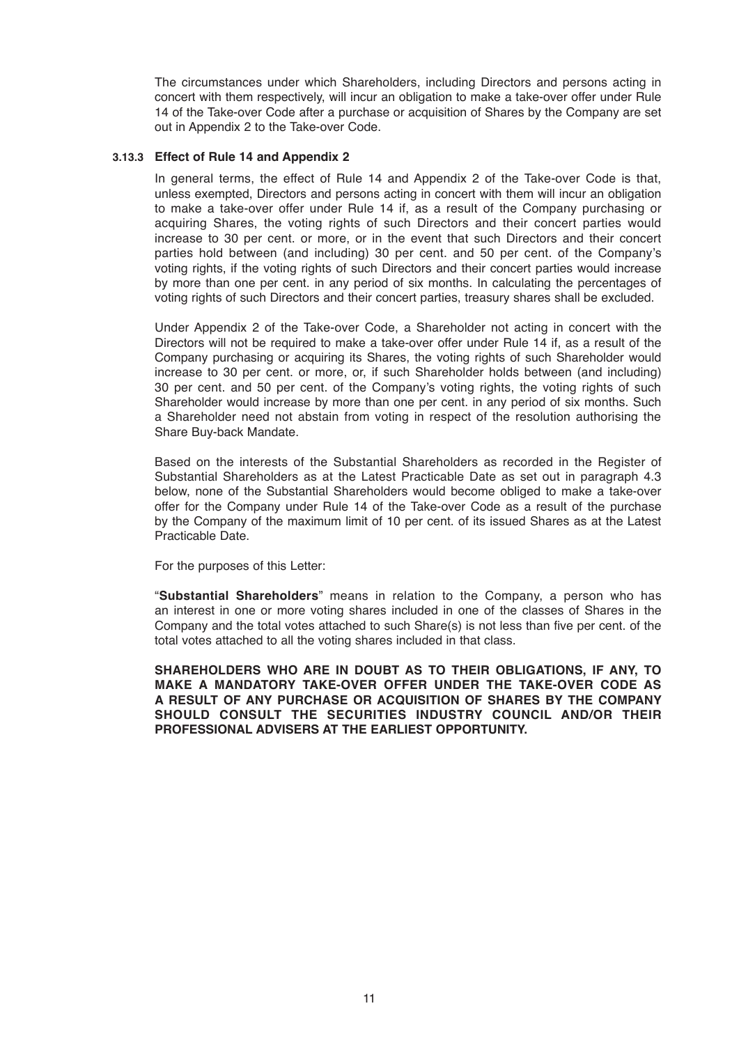The circumstances under which Shareholders, including Directors and persons acting in concert with them respectively, will incur an obligation to make a take-over offer under Rule 14 of the Take-over Code after a purchase or acquisition of Shares by the Company are set out in Appendix 2 to the Take-over Code.

### 3.13.3 Effect of Rule 14 and Appendix 2

In general terms, the effect of Rule 14 and Appendix 2 of the Take-over Code is that, unless exempted, Directors and persons acting in concert with them will incur an obligation to make a take-over offer under Rule 14 if, as a result of the Company purchasing or acquiring Shares, the voting rights of such Directors and their concert parties would increase to 30 per cent. or more, or in the event that such Directors and their concert parties hold between (and including) 30 per cent. and 50 per cent. of the Company's voting rights, if the voting rights of such Directors and their concert parties would increase by more than one per cent. in any period of six months. In calculating the percentages of voting rights of such Directors and their concert parties, treasury shares shall be excluded.

Under Appendix 2 of the Take-over Code, a Shareholder not acting in concert with the Directors will not be required to make a take-over offer under Rule 14 if, as a result of the Company purchasing or acquiring its Shares, the voting rights of such Shareholder would increase to 30 per cent. or more, or, if such Shareholder holds between (and including) 30 per cent. and 50 per cent. of the Company's voting rights, the voting rights of such Shareholder would increase by more than one per cent. in any period of six months. Such a Shareholder need not abstain from voting in respect of the resolution authorising the Share Buy-back Mandate.

Based on the interests of the Substantial Shareholders as recorded in the Register of Substantial Shareholders as at the Latest Practicable Date as set out in paragraph 4.3 below, none of the Substantial Shareholders would become obliged to make a take-over offer for the Company under Rule 14 of the Take-over Code as a result of the purchase by the Company of the maximum limit of 10 per cent. of its issued Shares as at the Latest Practicable Date.

For the purposes of this Letter:

"**Substantial Shareholders**" means in relation to the Company, a person who has an interest in one or more voting shares included in one of the classes of Shares in the Company and the total votes attached to such Share(s) is not less than five per cent. of the total votes attached to all the voting shares included in that class.

**SHAREHOLDERS WHO ARE IN DOUBT AS TO THEIR OBLIGATIONS, IF ANY, TO MAKE A MANDATORY TAKE-OVER OFFER UNDER THE TAKE-OVER CODE AS A RESULT OF ANY PURCHASE OR ACQUISITION OF SHARES BY THE COMPANY SHOULD CONSULT THE SECURITIES INDUSTRY COUNCIL AND/OR THEIR PROFESSIONAL ADVISERS AT THE EARLIEST OPPORTUNITY.**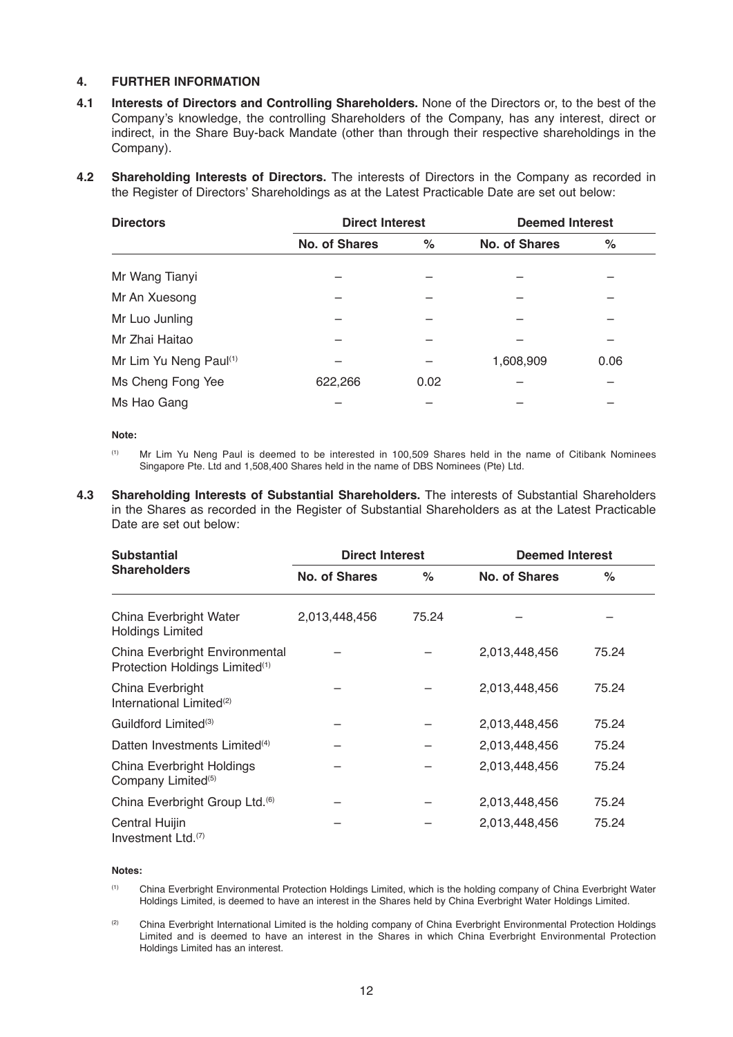## 4. FURTHER INFORMATION

**4.1 Interests of Directors and Controlling Shareholders.** None of the Directors or, to the best of the Company's knowledge, the controlling Shareholders of the Company, has any interest, direct or indirect, in the Share Buy-back Mandate (other than through their respective shareholdings in the Company).

**4.2 Shareholding Interests of Directors.** The interests of Directors in the Company as recorded in the Register of Directors' Shareholdings as at the Latest Practicable Date are set out below:

| Directors | Direct Interest | | Deemed Interest | |
|---|---|---|---|---|
| | No. of Shares | % | No. of Shares | % |
| Mr Wang Tianyi | – | – | – | – |
| Mr An Xuesong | – | – | – | – |
| Mr Luo Junling | – | – | – | – |
| Mr Zhai Haitao | – | – | – | – |
| Mr Lim Yu Neng Paul[(1)] | – | – | 1,608,909 | 0.06 |
| Ms Cheng Fong Yee | 622,266 | 0.02 | – | – |
| Ms Hao Gang | – | – | – | – |

**Note:**

(1) Mr Lim Yu Neng Paul is deemed to be interested in 100,509 Shares held in the name of Citibank Nominees Singapore Pte. Ltd and 1,508,400 Shares held in the name of DBS Nominees (Pte) Ltd.

**4.3 Shareholding Interests of Substantial Shareholders.** The interests of Substantial Shareholders in the Shares as recorded in the Register of Substantial Shareholders as at the Latest Practicable Date are set out below:

| Substantial Shareholders | Direct Interest | | Deemed Interest | |
|---|---|---|---|---|
| | No. of Shares | % | No. of Shares | % |
| China Everbright Water Holdings Limited | 2,013,448,456 | 75.24 | – | – |
| China Everbright Environmental Protection Holdings Limited[(1)] | – | – | 2,013,448,456 | 75.24 |
| China Everbright International Limited[(2)] | – | – | 2,013,448,456 | 75.24 |
| Guildford Limited[(3)] | – | – | 2,013,448,456 | 75.24 |
| Datten Investments Limited[(4)] | – | – | 2,013,448,456 | 75.24 |
| China Everbright Holdings Company Limited[(5)] | – | – | 2,013,448,456 | 75.24 |
| China Everbright Group Ltd.[(6)] | – | – | 2,013,448,456 | 75.24 |
| Central Huijin Investment Ltd.[(7)] | – | – | 2,013,448,456 | 75.24 |

**Notes:**

(1) China Everbright Environmental Protection Holdings Limited, which is the holding company of China Everbright Water Holdings Limited, is deemed to have an interest in the Shares held by China Everbright Water Holdings Limited.

(2) China Everbright International Limited is the holding company of China Everbright Environmental Protection Holdings Limited and is deemed to have an interest in the Shares in which China Everbright Environmental Protection Holdings Limited has an interest.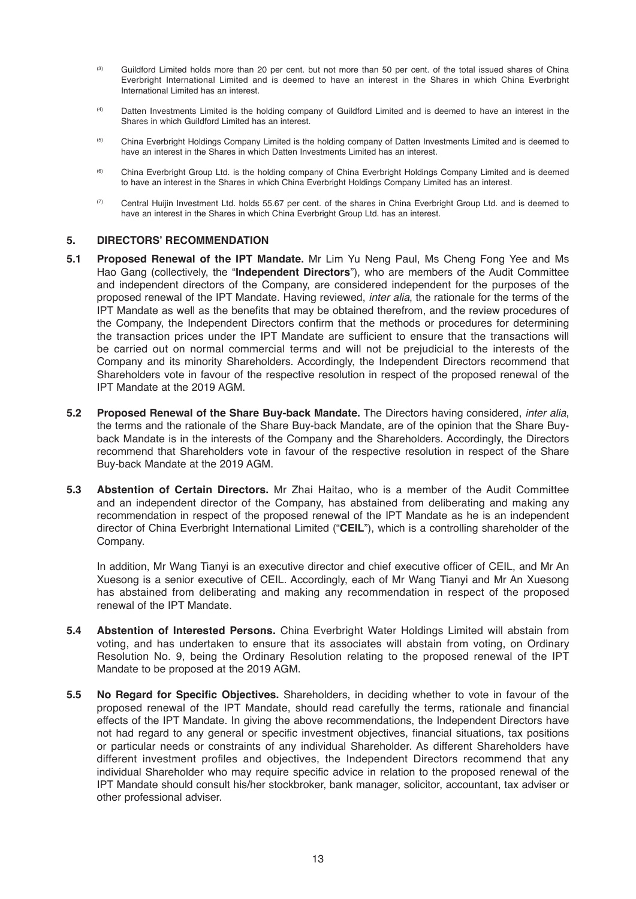(3) Guildford Limited holds more than 20 per cent. but not more than 50 per cent. of the total issued shares of China Everbright International Limited and is deemed to have an interest in the Shares in which China Everbright International Limited has an interest.

(4) Datten Investments Limited is the holding company of Guildford Limited and is deemed to have an interest in the Shares in which Guildford Limited has an interest.

(5) China Everbright Holdings Company Limited is the holding company of Datten Investments Limited and is deemed to have an interest in the Shares in which Datten Investments Limited has an interest.

(6) China Everbright Group Ltd. is the holding company of China Everbright Holdings Company Limited and is deemed to have an interest in the Shares in which China Everbright Holdings Company Limited has an interest.

(7) Central Huijin Investment Ltd. holds 55.67 per cent. of the shares in China Everbright Group Ltd. and is deemed to have an interest in the Shares in which China Everbright Group Ltd. has an interest.

## 5. DIRECTORS' RECOMMENDATION

**5.1 Proposed Renewal of the IPT Mandate.** Mr Lim Yu Neng Paul, Ms Cheng Fong Yee and Ms Hao Gang (collectively, the "**Independent Directors**"), who are members of the Audit Committee and independent directors of the Company, are considered independent for the purposes of the proposed renewal of the IPT Mandate. Having reviewed, *inter alia*, the rationale for the terms of the IPT Mandate as well as the benefits that may be obtained therefrom, and the review procedures of the Company, the Independent Directors confirm that the methods or procedures for determining the transaction prices under the IPT Mandate are sufficient to ensure that the transactions will be carried out on normal commercial terms and will not be prejudicial to the interests of the Company and its minority Shareholders. Accordingly, the Independent Directors recommend that Shareholders vote in favour of the respective resolution in respect of the proposed renewal of the IPT Mandate at the 2019 AGM.

**5.2 Proposed Renewal of the Share Buy-back Mandate.** The Directors having considered, *inter alia*, the terms and the rationale of the Share Buy-back Mandate, are of the opinion that the Share Buy-back Mandate is in the interests of the Company and the Shareholders. Accordingly, the Directors recommend that Shareholders vote in favour of the respective resolution in respect of the Share Buy-back Mandate at the 2019 AGM.

**5.3 Abstention of Certain Directors.** Mr Zhai Haitao, who is a member of the Audit Committee and an independent director of the Company, has abstained from deliberating and making any recommendation in respect of the proposed renewal of the IPT Mandate as he is an independent director of China Everbright International Limited ("**CEIL**"), which is a controlling shareholder of the Company.

In addition, Mr Wang Tianyi is an executive director and chief executive officer of CEIL, and Mr An Xuesong is a senior executive of CEIL. Accordingly, each of Mr Wang Tianyi and Mr An Xuesong has abstained from deliberating and making any recommendation in respect of the proposed renewal of the IPT Mandate.

**5.4 Abstention of Interested Persons.** China Everbright Water Holdings Limited will abstain from voting, and has undertaken to ensure that its associates will abstain from voting, on Ordinary Resolution No. 9, being the Ordinary Resolution relating to the proposed renewal of the IPT Mandate to be proposed at the 2019 AGM.

**5.5 No Regard for Specific Objectives.** Shareholders, in deciding whether to vote in favour of the proposed renewal of the IPT Mandate, should read carefully the terms, rationale and financial effects of the IPT Mandate. In giving the above recommendations, the Independent Directors have not had regard to any general or specific investment objectives, financial situations, tax positions or particular needs or constraints of any individual Shareholder. As different Shareholders have different investment profiles and objectives, the Independent Directors recommend that any individual Shareholder who may require specific advice in relation to the proposed renewal of the IPT Mandate should consult his/her stockbroker, bank manager, solicitor, accountant, tax adviser or other professional adviser.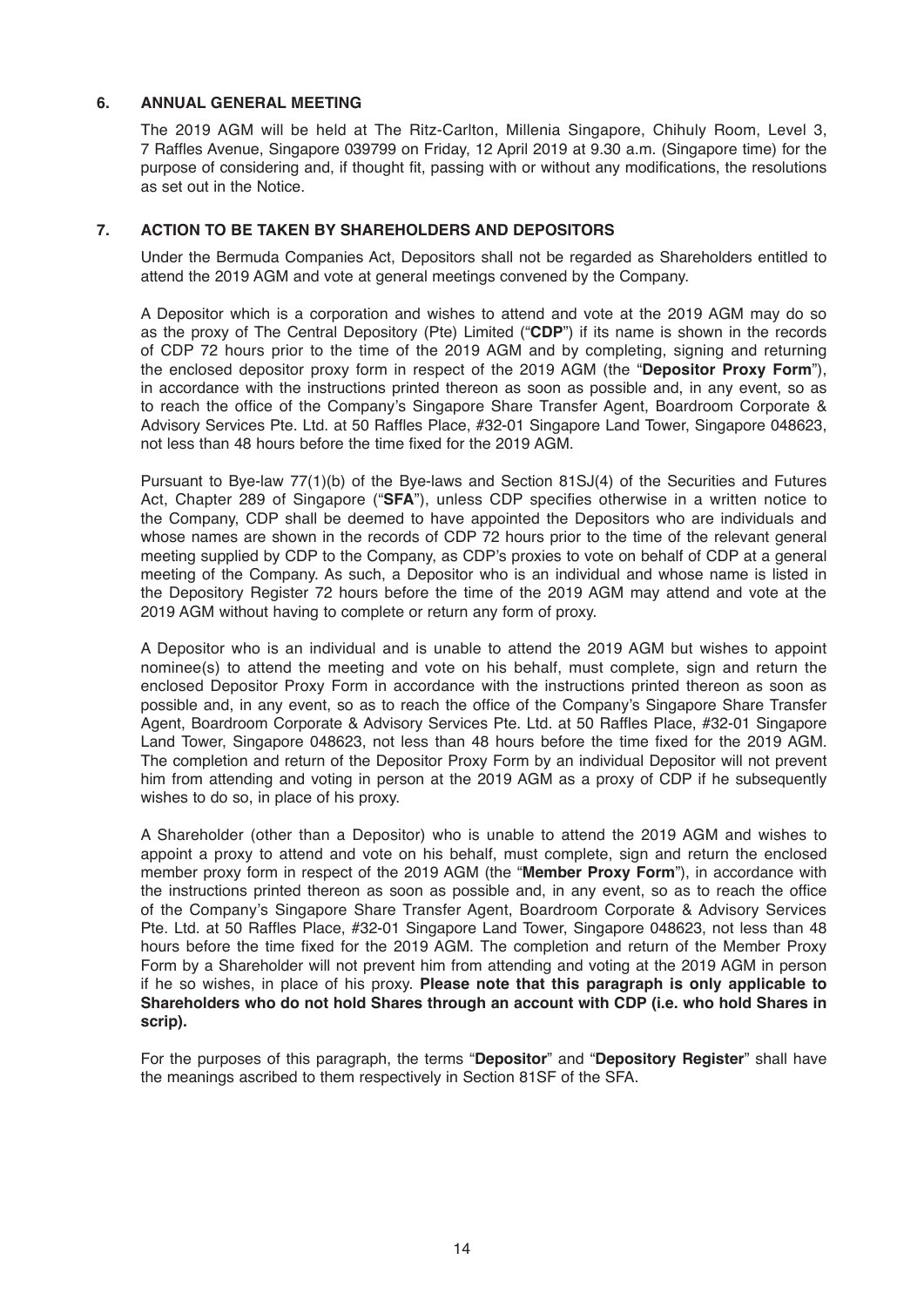## 6. ANNUAL GENERAL MEETING

The 2019 AGM will be held at The Ritz-Carlton, Millenia Singapore, Chihuly Room, Level 3, 7 Raffles Avenue, Singapore 039799 on Friday, 12 April 2019 at 9.30 a.m. (Singapore time) for the purpose of considering and, if thought fit, passing with or without any modifications, the resolutions as set out in the Notice.

## 7. ACTION TO BE TAKEN BY SHAREHOLDERS AND DEPOSITORS

Under the Bermuda Companies Act, Depositors shall not be regarded as Shareholders entitled to attend the 2019 AGM and vote at general meetings convened by the Company.

A Depositor which is a corporation and wishes to attend and vote at the 2019 AGM may do so as the proxy of The Central Depository (Pte) Limited ("**CDP**") if its name is shown in the records of CDP 72 hours prior to the time of the 2019 AGM and by completing, signing and returning the enclosed depositor proxy form in respect of the 2019 AGM (the "**Depositor Proxy Form**"), in accordance with the instructions printed thereon as soon as possible and, in any event, so as to reach the office of the Company's Singapore Share Transfer Agent, Boardroom Corporate & Advisory Services Pte. Ltd. at 50 Raffles Place, #32-01 Singapore Land Tower, Singapore 048623, not less than 48 hours before the time fixed for the 2019 AGM.

Pursuant to Bye-law 77(1)(b) of the Bye-laws and Section 81SJ(4) of the Securities and Futures Act, Chapter 289 of Singapore ("**SFA**"), unless CDP specifies otherwise in a written notice to the Company, CDP shall be deemed to have appointed the Depositors who are individuals and whose names are shown in the records of CDP 72 hours prior to the time of the relevant general meeting supplied by CDP to the Company, as CDP's proxies to vote on behalf of CDP at a general meeting of the Company. As such, a Depositor who is an individual and whose name is listed in the Depository Register 72 hours before the time of the 2019 AGM may attend and vote at the 2019 AGM without having to complete or return any form of proxy.

A Depositor who is an individual and is unable to attend the 2019 AGM but wishes to appoint nominee(s) to attend the meeting and vote on his behalf, must complete, sign and return the enclosed Depositor Proxy Form in accordance with the instructions printed thereon as soon as possible and, in any event, so as to reach the office of the Company's Singapore Share Transfer Agent, Boardroom Corporate & Advisory Services Pte. Ltd. at 50 Raffles Place, #32-01 Singapore Land Tower, Singapore 048623, not less than 48 hours before the time fixed for the 2019 AGM. The completion and return of the Depositor Proxy Form by an individual Depositor will not prevent him from attending and voting in person at the 2019 AGM as a proxy of CDP if he subsequently wishes to do so, in place of his proxy.

A Shareholder (other than a Depositor) who is unable to attend the 2019 AGM and wishes to appoint a proxy to attend and vote on his behalf, must complete, sign and return the enclosed member proxy form in respect of the 2019 AGM (the "**Member Proxy Form**"), in accordance with the instructions printed thereon as soon as possible and, in any event, so as to reach the office of the Company's Singapore Share Transfer Agent, Boardroom Corporate & Advisory Services Pte. Ltd. at 50 Raffles Place, #32-01 Singapore Land Tower, Singapore 048623, not less than 48 hours before the time fixed for the 2019 AGM. The completion and return of the Member Proxy Form by a Shareholder will not prevent him from attending and voting at the 2019 AGM in person if he so wishes, in place of his proxy. **Please note that this paragraph is only applicable to Shareholders who do not hold Shares through an account with CDP (i.e. who hold Shares in scrip).**

For the purposes of this paragraph, the terms "**Depositor**" and "**Depository Register**" shall have the meanings ascribed to them respectively in Section 81SF of the SFA.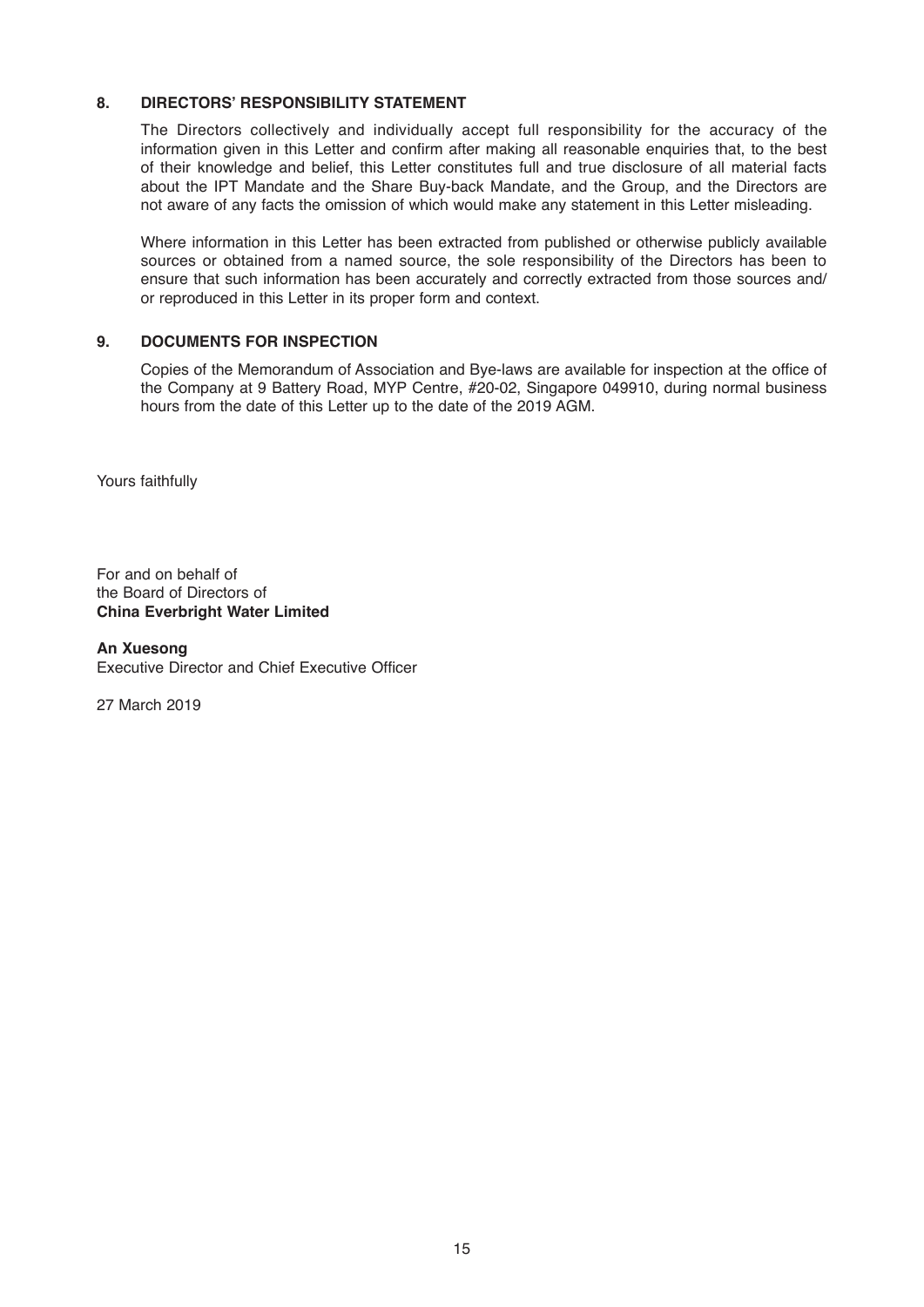## 8. DIRECTORS' RESPONSIBILITY STATEMENT

The Directors collectively and individually accept full responsibility for the accuracy of the information given in this Letter and confirm after making all reasonable enquiries that, to the best of their knowledge and belief, this Letter constitutes full and true disclosure of all material facts about the IPT Mandate and the Share Buy-back Mandate, and the Group, and the Directors are not aware of any facts the omission of which would make any statement in this Letter misleading.

Where information in this Letter has been extracted from published or otherwise publicly available sources or obtained from a named source, the sole responsibility of the Directors has been to ensure that such information has been accurately and correctly extracted from those sources and/or reproduced in this Letter in its proper form and context.

## 9. DOCUMENTS FOR INSPECTION

Copies of the Memorandum of Association and Bye-laws are available for inspection at the office of the Company at 9 Battery Road, MYP Centre, #20-02, Singapore 049910, during normal business hours from the date of this Letter up to the date of the 2019 AGM.

Yours faithfully

For and on behalf of
the Board of Directors of
**China Everbright Water Limited**

**An Xuesong**
Executive Director and Chief Executive Officer

27 March 2019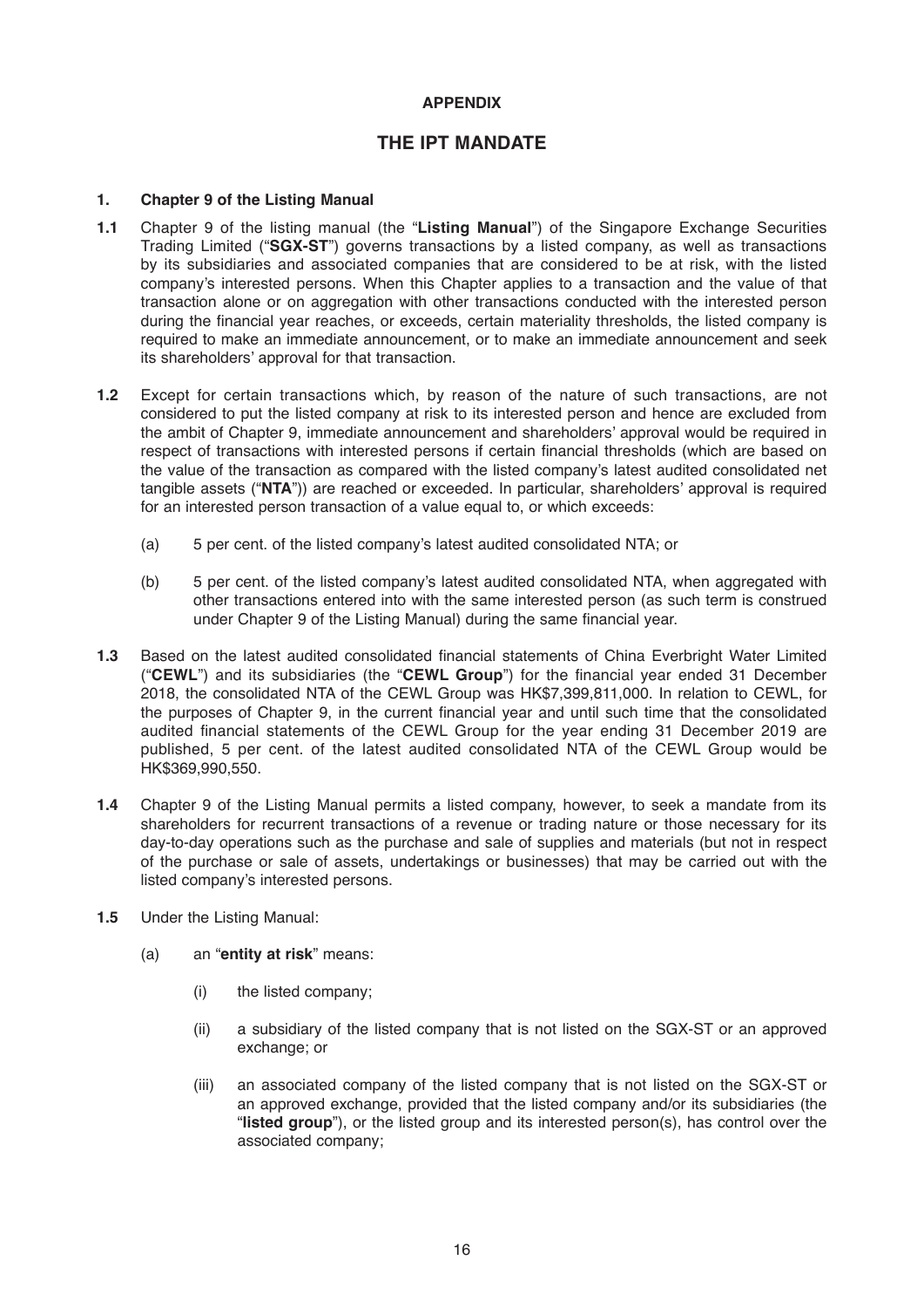**APPENDIX**

# THE IPT MANDATE

**1. Chapter 9 of the Listing Manual**

**1.1** Chapter 9 of the listing manual (the "**Listing Manual**") of the Singapore Exchange Securities Trading Limited ("**SGX-ST**") governs transactions by a listed company, as well as transactions by its subsidiaries and associated companies that are considered to be at risk, with the listed company's interested persons. When this Chapter applies to a transaction and the value of that transaction alone or on aggregation with other transactions conducted with the interested person during the financial year reaches, or exceeds, certain materiality thresholds, the listed company is required to make an immediate announcement, or to make an immediate announcement and seek its shareholders' approval for that transaction.

**1.2** Except for certain transactions which, by reason of the nature of such transactions, are not considered to put the listed company at risk to its interested person and hence are excluded from the ambit of Chapter 9, immediate announcement and shareholders' approval would be required in respect of transactions with interested persons if certain financial thresholds (which are based on the value of the transaction as compared with the listed company's latest audited consolidated net tangible assets ("**NTA**")) are reached or exceeded. In particular, shareholders' approval is required for an interested person transaction of a value equal to, or which exceeds:

(a) 5 per cent. of the listed company's latest audited consolidated NTA; or

(b) 5 per cent. of the listed company's latest audited consolidated NTA, when aggregated with other transactions entered into with the same interested person (as such term is construed under Chapter 9 of the Listing Manual) during the same financial year.

**1.3** Based on the latest audited consolidated financial statements of China Everbright Water Limited ("**CEWL**") and its subsidiaries (the "**CEWL Group**") for the financial year ended 31 December 2018, the consolidated NTA of the CEWL Group was HK$7,399,811,000. In relation to CEWL, for the purposes of Chapter 9, in the current financial year and until such time that the consolidated audited financial statements of the CEWL Group for the year ending 31 December 2019 are published, 5 per cent. of the latest audited consolidated NTA of the CEWL Group would be HK$369,990,550.

**1.4** Chapter 9 of the Listing Manual permits a listed company, however, to seek a mandate from its shareholders for recurrent transactions of a revenue or trading nature or those necessary for its day-to-day operations such as the purchase and sale of supplies and materials (but not in respect of the purchase or sale of assets, undertakings or businesses) that may be carried out with the listed company's interested persons.

**1.5** Under the Listing Manual:

(a) an "**entity at risk**" means:

(i) the listed company;

(ii) a subsidiary of the listed company that is not listed on the SGX-ST or an approved exchange; or

(iii) an associated company of the listed company that is not listed on the SGX-ST or an approved exchange, provided that the listed company and/or its subsidiaries (the "**listed group**"), or the listed group and its interested person(s), has control over the associated company;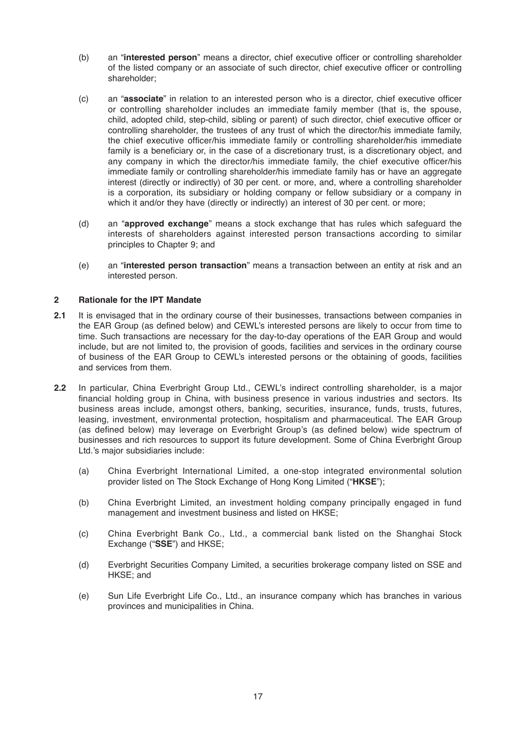(b) an "**interested person**" means a director, chief executive officer or controlling shareholder of the listed company or an associate of such director, chief executive officer or controlling shareholder;

(c) an "**associate**" in relation to an interested person who is a director, chief executive officer or controlling shareholder includes an immediate family member (that is, the spouse, child, adopted child, step-child, sibling or parent) of such director, chief executive officer or controlling shareholder, the trustees of any trust of which the director/his immediate family, the chief executive officer/his immediate family or controlling shareholder/his immediate family is a beneficiary or, in the case of a discretionary trust, is a discretionary object, and any company in which the director/his immediate family, the chief executive officer/his immediate family or controlling shareholder/his immediate family has or have an aggregate interest (directly or indirectly) of 30 per cent. or more, and, where a controlling shareholder is a corporation, its subsidiary or holding company or fellow subsidiary or a company in which it and/or they have (directly or indirectly) an interest of 30 per cent. or more;

(d) an "**approved exchange**" means a stock exchange that has rules which safeguard the interests of shareholders against interested person transactions according to similar principles to Chapter 9; and

(e) an "**interested person transaction**" means a transaction between an entity at risk and an interested person.

## 2 Rationale for the IPT Mandate

**2.1** It is envisaged that in the ordinary course of their businesses, transactions between companies in the EAR Group (as defined below) and CEWL's interested persons are likely to occur from time to time. Such transactions are necessary for the day-to-day operations of the EAR Group and would include, but are not limited to, the provision of goods, facilities and services in the ordinary course of business of the EAR Group to CEWL's interested persons or the obtaining of goods, facilities and services from them.

**2.2** In particular, China Everbright Group Ltd., CEWL's indirect controlling shareholder, is a major financial holding group in China, with business presence in various industries and sectors. Its business areas include, amongst others, banking, securities, insurance, funds, trusts, futures, leasing, investment, environmental protection, hospitalism and pharmaceutical. The EAR Group (as defined below) may leverage on Everbright Group's (as defined below) wide spectrum of businesses and rich resources to support its future development. Some of China Everbright Group Ltd.'s major subsidiaries include:

(a) China Everbright International Limited, a one-stop integrated environmental solution provider listed on The Stock Exchange of Hong Kong Limited ("**HKSE**");

(b) China Everbright Limited, an investment holding company principally engaged in fund management and investment business and listed on HKSE;

(c) China Everbright Bank Co., Ltd., a commercial bank listed on the Shanghai Stock Exchange ("**SSE**") and HKSE;

(d) Everbright Securities Company Limited, a securities brokerage company listed on SSE and HKSE; and

(e) Sun Life Everbright Life Co., Ltd., an insurance company which has branches in various provinces and municipalities in China.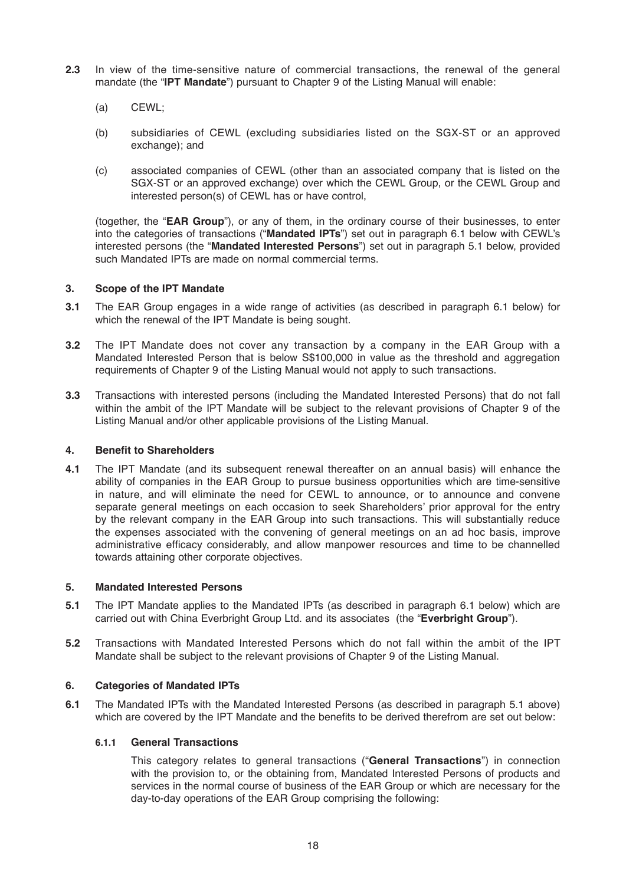**2.3** In view of the time-sensitive nature of commercial transactions, the renewal of the general mandate (the "**IPT Mandate**") pursuant to Chapter 9 of the Listing Manual will enable:

(a) CEWL;

(b) subsidiaries of CEWL (excluding subsidiaries listed on the SGX-ST or an approved exchange); and

(c) associated companies of CEWL (other than an associated company that is listed on the SGX-ST or an approved exchange) over which the CEWL Group, or the CEWL Group and interested person(s) of CEWL has or have control,

(together, the "**EAR Group**"), or any of them, in the ordinary course of their businesses, to enter into the categories of transactions ("**Mandated IPTs**") set out in paragraph 6.1 below with CEWL's interested persons (the "**Mandated Interested Persons**") set out in paragraph 5.1 below, provided such Mandated IPTs are made on normal commercial terms.

## 3. Scope of the IPT Mandate

**3.1** The EAR Group engages in a wide range of activities (as described in paragraph 6.1 below) for which the renewal of the IPT Mandate is being sought.

**3.2** The IPT Mandate does not cover any transaction by a company in the EAR Group with a Mandated Interested Person that is below S$100,000 in value as the threshold and aggregation requirements of Chapter 9 of the Listing Manual would not apply to such transactions.

**3.3** Transactions with interested persons (including the Mandated Interested Persons) that do not fall within the ambit of the IPT Mandate will be subject to the relevant provisions of Chapter 9 of the Listing Manual and/or other applicable provisions of the Listing Manual.

## 4. Benefit to Shareholders

**4.1** The IPT Mandate (and its subsequent renewal thereafter on an annual basis) will enhance the ability of companies in the EAR Group to pursue business opportunities which are time-sensitive in nature, and will eliminate the need for CEWL to announce, or to announce and convene separate general meetings on each occasion to seek Shareholders' prior approval for the entry by the relevant company in the EAR Group into such transactions. This will substantially reduce the expenses associated with the convening of general meetings on an ad hoc basis, improve administrative efficacy considerably, and allow manpower resources and time to be channelled towards attaining other corporate objectives.

## 5. Mandated Interested Persons

**5.1** The IPT Mandate applies to the Mandated IPTs (as described in paragraph 6.1 below) which are carried out with China Everbright Group Ltd. and its associates (the "**Everbright Group**").

**5.2** Transactions with Mandated Interested Persons which do not fall within the ambit of the IPT Mandate shall be subject to the relevant provisions of Chapter 9 of the Listing Manual.

## 6. Categories of Mandated IPTs

**6.1** The Mandated IPTs with the Mandated Interested Persons (as described in paragraph 5.1 above) which are covered by the IPT Mandate and the benefits to be derived therefrom are set out below:

### 6.1.1 General Transactions

This category relates to general transactions ("**General Transactions**") in connection with the provision to, or the obtaining from, Mandated Interested Persons of products and services in the normal course of business of the EAR Group or which are necessary for the day-to-day operations of the EAR Group comprising the following: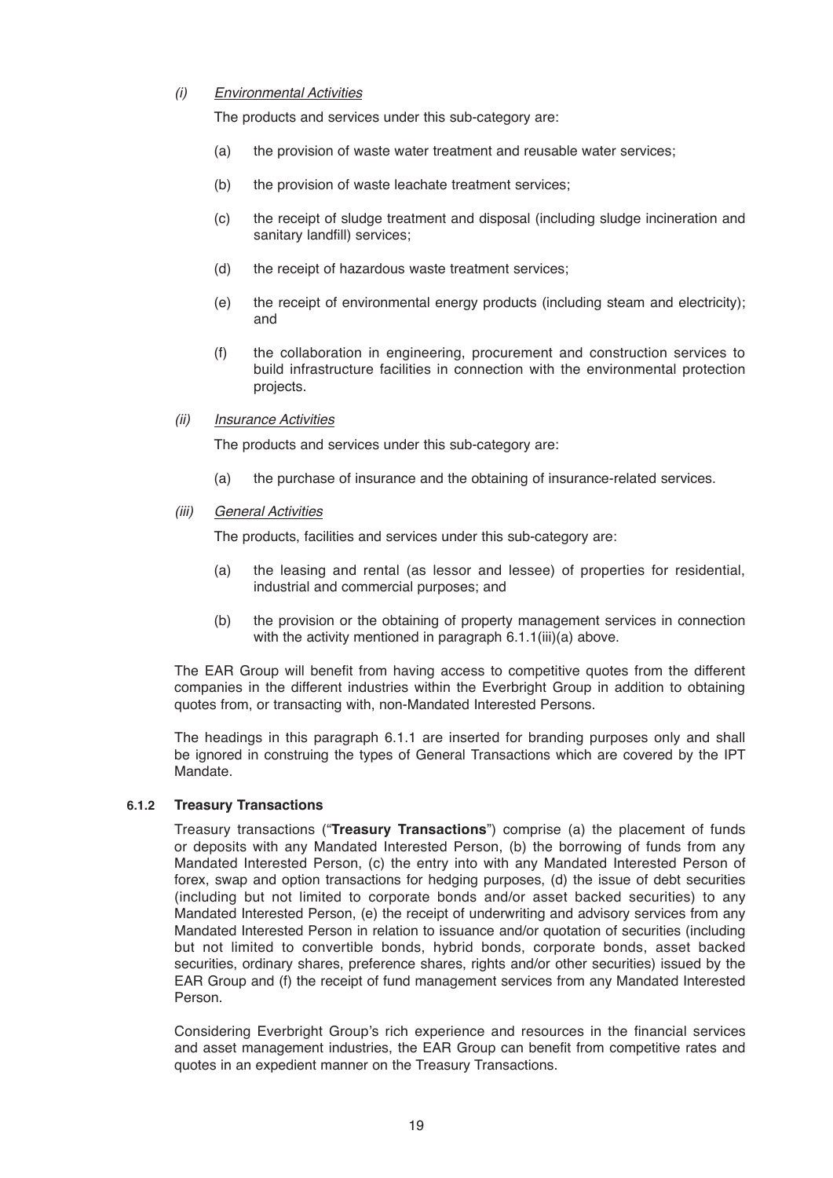*(i)* *Environmental Activities*

The products and services under this sub-category are:

(a) the provision of waste water treatment and reusable water services;

(b) the provision of waste leachate treatment services;

(c) the receipt of sludge treatment and disposal (including sludge incineration and sanitary landfill) services;

(d) the receipt of hazardous waste treatment services;

(e) the receipt of environmental energy products (including steam and electricity); and

(f) the collaboration in engineering, procurement and construction services to build infrastructure facilities in connection with the environmental protection projects.

*(ii)* *Insurance Activities*

The products and services under this sub-category are:

(a) the purchase of insurance and the obtaining of insurance-related services.

*(iii)* *General Activities*

The products, facilities and services under this sub-category are:

(a) the leasing and rental (as lessor and lessee) of properties for residential, industrial and commercial purposes; and

(b) the provision or the obtaining of property management services in connection with the activity mentioned in paragraph 6.1.1(iii)(a) above.

The EAR Group will benefit from having access to competitive quotes from the different companies in the different industries within the Everbright Group in addition to obtaining quotes from, or transacting with, non-Mandated Interested Persons.

The headings in this paragraph 6.1.1 are inserted for branding purposes only and shall be ignored in construing the types of General Transactions which are covered by the IPT Mandate.

#### 6.1.2 Treasury Transactions

Treasury transactions ("**Treasury Transactions**") comprise (a) the placement of funds or deposits with any Mandated Interested Person, (b) the borrowing of funds from any Mandated Interested Person, (c) the entry into with any Mandated Interested Person of forex, swap and option transactions for hedging purposes, (d) the issue of debt securities (including but not limited to corporate bonds and/or asset backed securities) to any Mandated Interested Person, (e) the receipt of underwriting and advisory services from any Mandated Interested Person in relation to issuance and/or quotation of securities (including but not limited to convertible bonds, hybrid bonds, corporate bonds, asset backed securities, ordinary shares, preference shares, rights and/or other securities) issued by the EAR Group and (f) the receipt of fund management services from any Mandated Interested Person.

Considering Everbright Group's rich experience and resources in the financial services and asset management industries, the EAR Group can benefit from competitive rates and quotes in an expedient manner on the Treasury Transactions.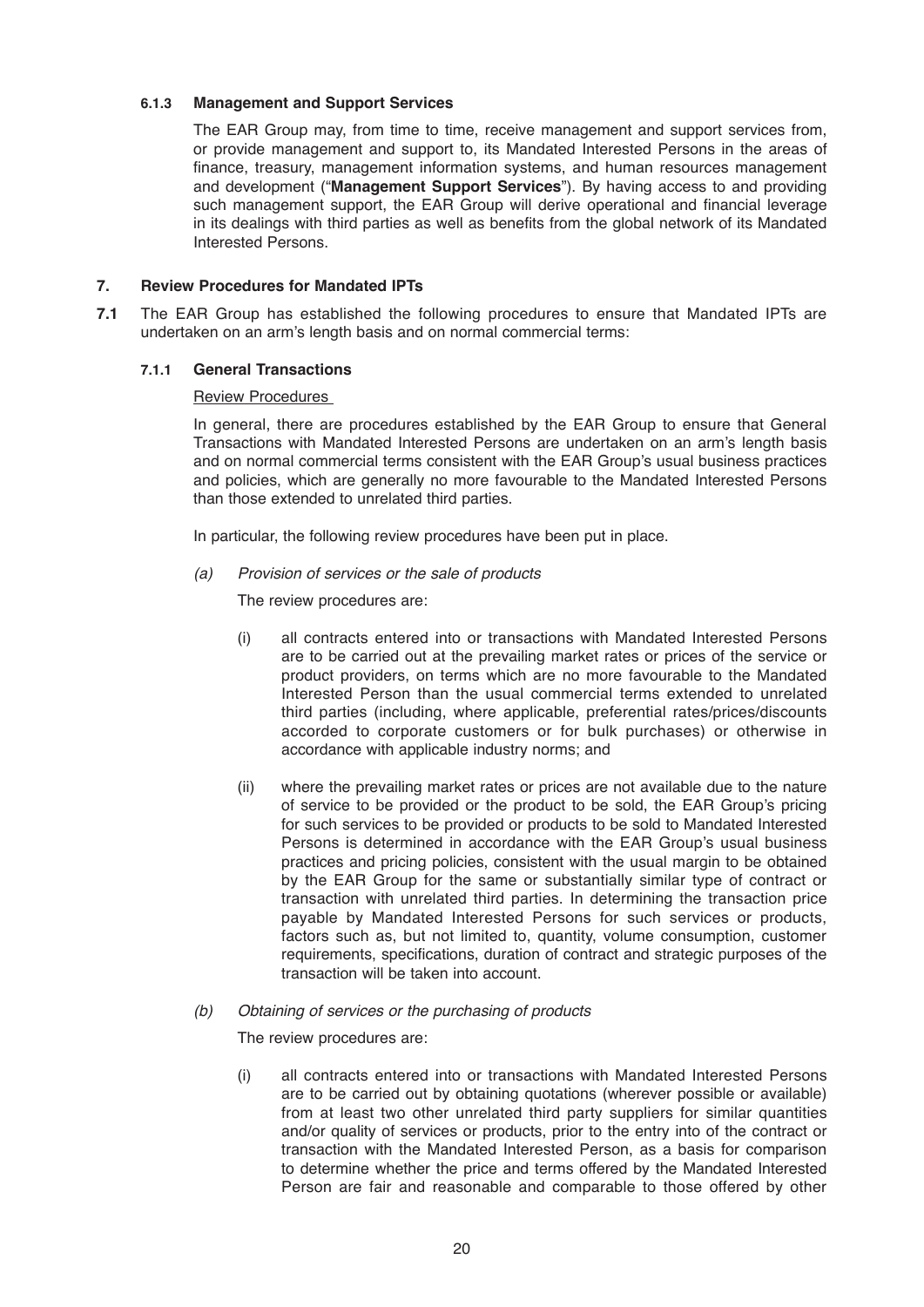#### 6.1.3 Management and Support Services

The EAR Group may, from time to time, receive management and support services from, or provide management and support to, its Mandated Interested Persons in the areas of finance, treasury, management information systems, and human resources management and development ("**Management Support Services**"). By having access to and providing such management support, the EAR Group will derive operational and financial leverage in its dealings with third parties as well as benefits from the global network of its Mandated Interested Persons.

## 7. Review Procedures for Mandated IPTs

**7.1** The EAR Group has established the following procedures to ensure that Mandated IPTs are undertaken on an arm's length basis and on normal commercial terms:

#### 7.1.1 General Transactions

Review Procedures

In general, there are procedures established by the EAR Group to ensure that General Transactions with Mandated Interested Persons are undertaken on an arm's length basis and on normal commercial terms consistent with the EAR Group's usual business practices and policies, which are generally no more favourable to the Mandated Interested Persons than those extended to unrelated third parties.

In particular, the following review procedures have been put in place.

(a) *Provision of services or the sale of products*

The review procedures are:

(i) all contracts entered into or transactions with Mandated Interested Persons are to be carried out at the prevailing market rates or prices of the service or product providers, on terms which are no more favourable to the Mandated Interested Person than the usual commercial terms extended to unrelated third parties (including, where applicable, preferential rates/prices/discounts accorded to corporate customers or for bulk purchases) or otherwise in accordance with applicable industry norms; and

(ii) where the prevailing market rates or prices are not available due to the nature of service to be provided or the product to be sold, the EAR Group's pricing for such services to be provided or products to be sold to Mandated Interested Persons is determined in accordance with the EAR Group's usual business practices and pricing policies, consistent with the usual margin to be obtained by the EAR Group for the same or substantially similar type of contract or transaction with unrelated third parties. In determining the transaction price payable by Mandated Interested Persons for such services or products, factors such as, but not limited to, quantity, volume consumption, customer requirements, specifications, duration of contract and strategic purposes of the transaction will be taken into account.

(b) *Obtaining of services or the purchasing of products*

The review procedures are:

(i) all contracts entered into or transactions with Mandated Interested Persons are to be carried out by obtaining quotations (wherever possible or available) from at least two other unrelated third party suppliers for similar quantities and/or quality of services or products, prior to the entry into of the contract or transaction with the Mandated Interested Person, as a basis for comparison to determine whether the price and terms offered by the Mandated Interested Person are fair and reasonable and comparable to those offered by other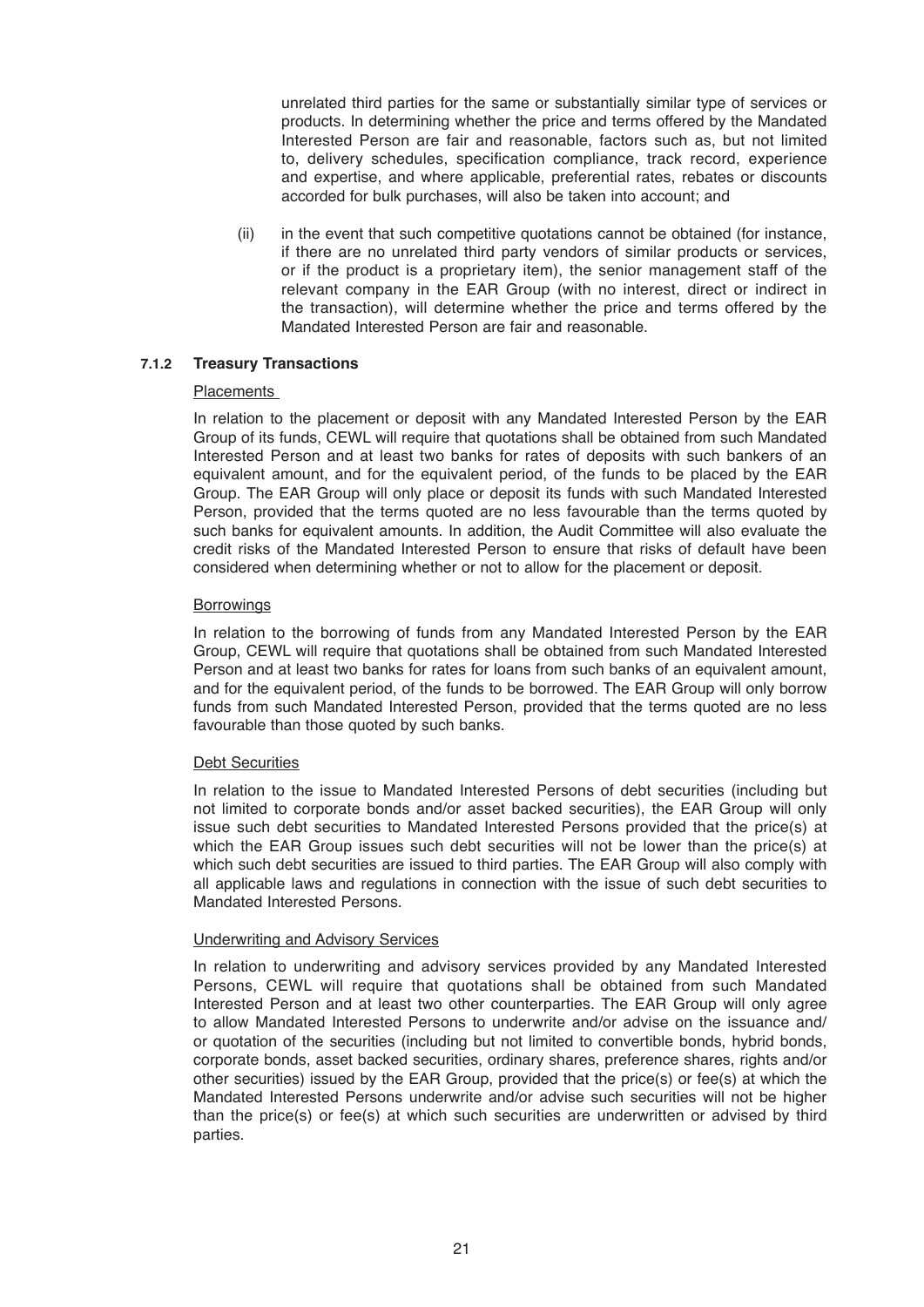unrelated third parties for the same or substantially similar type of services or products. In determining whether the price and terms offered by the Mandated Interested Person are fair and reasonable, factors such as, but not limited to, delivery schedules, specification compliance, track record, experience and expertise, and where applicable, preferential rates, rebates or discounts accorded for bulk purchases, will also be taken into account; and

(ii) in the event that such competitive quotations cannot be obtained (for instance, if there are no unrelated third party vendors of similar products or services, or if the product is a proprietary item), the senior management staff of the relevant company in the EAR Group (with no interest, direct or indirect in the transaction), will determine whether the price and terms offered by the Mandated Interested Person are fair and reasonable.

### 7.1.2 Treasury Transactions

Placements

In relation to the placement or deposit with any Mandated Interested Person by the EAR Group of its funds, CEWL will require that quotations shall be obtained from such Mandated Interested Person and at least two banks for rates of deposits with such bankers of an equivalent amount, and for the equivalent period, of the funds to be placed by the EAR Group. The EAR Group will only place or deposit its funds with such Mandated Interested Person, provided that the terms quoted are no less favourable than the terms quoted by such banks for equivalent amounts. In addition, the Audit Committee will also evaluate the credit risks of the Mandated Interested Person to ensure that risks of default have been considered when determining whether or not to allow for the placement or deposit.

Borrowings

In relation to the borrowing of funds from any Mandated Interested Person by the EAR Group, CEWL will require that quotations shall be obtained from such Mandated Interested Person and at least two banks for rates for loans from such banks of an equivalent amount, and for the equivalent period, of the funds to be borrowed. The EAR Group will only borrow funds from such Mandated Interested Person, provided that the terms quoted are no less favourable than those quoted by such banks.

Debt Securities

In relation to the issue to Mandated Interested Persons of debt securities (including but not limited to corporate bonds and/or asset backed securities), the EAR Group will only issue such debt securities to Mandated Interested Persons provided that the price(s) at which the EAR Group issues such debt securities will not be lower than the price(s) at which such debt securities are issued to third parties. The EAR Group will also comply with all applicable laws and regulations in connection with the issue of such debt securities to Mandated Interested Persons.

Underwriting and Advisory Services

In relation to underwriting and advisory services provided by any Mandated Interested Persons, CEWL will require that quotations shall be obtained from such Mandated Interested Person and at least two other counterparties. The EAR Group will only agree to allow Mandated Interested Persons to underwrite and/or advise on the issuance and/ or quotation of the securities (including but not limited to convertible bonds, hybrid bonds, corporate bonds, asset backed securities, ordinary shares, preference shares, rights and/or other securities) issued by the EAR Group, provided that the price(s) or fee(s) at which the Mandated Interested Persons underwrite and/or advise such securities will not be higher than the price(s) or fee(s) at which such securities are underwritten or advised by third parties.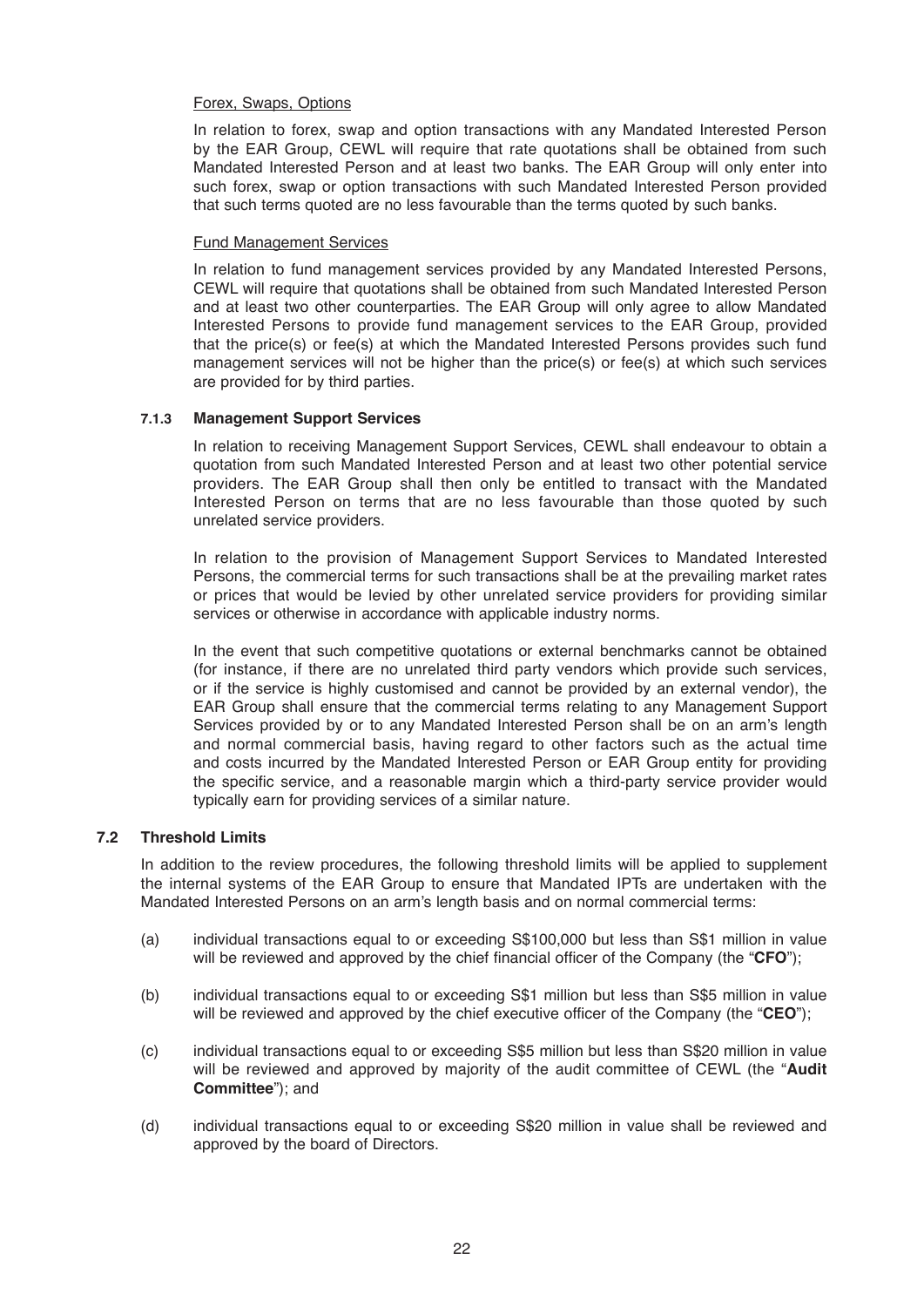Forex, Swaps, Options

In relation to forex, swap and option transactions with any Mandated Interested Person by the EAR Group, CEWL will require that rate quotations shall be obtained from such Mandated Interested Person and at least two banks. The EAR Group will only enter into such forex, swap or option transactions with such Mandated Interested Person provided that such terms quoted are no less favourable than the terms quoted by such banks.

Fund Management Services

In relation to fund management services provided by any Mandated Interested Persons, CEWL will require that quotations shall be obtained from such Mandated Interested Person and at least two other counterparties. The EAR Group will only agree to allow Mandated Interested Persons to provide fund management services to the EAR Group, provided that the price(s) or fee(s) at which the Mandated Interested Persons provides such fund management services will not be higher than the price(s) or fee(s) at which such services are provided for by third parties.

#### 7.1.3 Management Support Services

In relation to receiving Management Support Services, CEWL shall endeavour to obtain a quotation from such Mandated Interested Person and at least two other potential service providers. The EAR Group shall then only be entitled to transact with the Mandated Interested Person on terms that are no less favourable than those quoted by such unrelated service providers.

In relation to the provision of Management Support Services to Mandated Interested Persons, the commercial terms for such transactions shall be at the prevailing market rates or prices that would be levied by other unrelated service providers for providing similar services or otherwise in accordance with applicable industry norms.

In the event that such competitive quotations or external benchmarks cannot be obtained (for instance, if there are no unrelated third party vendors which provide such services, or if the service is highly customised and cannot be provided by an external vendor), the EAR Group shall ensure that the commercial terms relating to any Management Support Services provided by or to any Mandated Interested Person shall be on an arm's length and normal commercial basis, having regard to other factors such as the actual time and costs incurred by the Mandated Interested Person or EAR Group entity for providing the specific service, and a reasonable margin which a third-party service provider would typically earn for providing services of a similar nature.

### 7.2 Threshold Limits

In addition to the review procedures, the following threshold limits will be applied to supplement the internal systems of the EAR Group to ensure that Mandated IPTs are undertaken with the Mandated Interested Persons on an arm's length basis and on normal commercial terms:

(a) individual transactions equal to or exceeding S$100,000 but less than S$1 million in value will be reviewed and approved by the chief financial officer of the Company (the "**CFO**");

(b) individual transactions equal to or exceeding S$1 million but less than S$5 million in value will be reviewed and approved by the chief executive officer of the Company (the "**CEO**");

(c) individual transactions equal to or exceeding S$5 million but less than S$20 million in value will be reviewed and approved by majority of the audit committee of CEWL (the "**Audit Committee**"); and

(d) individual transactions equal to or exceeding S$20 million in value shall be reviewed and approved by the board of Directors.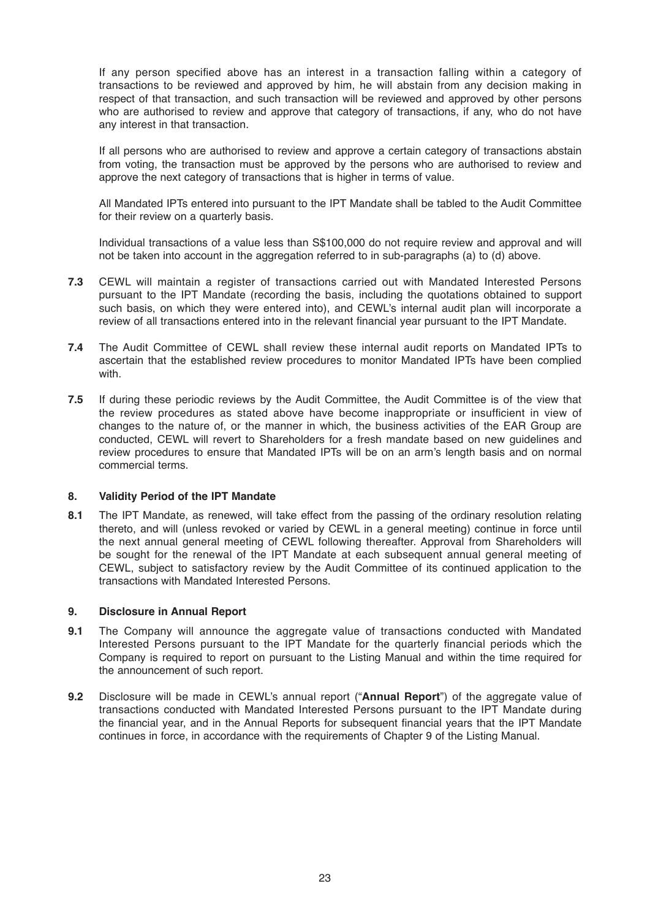If any person specified above has an interest in a transaction falling within a category of transactions to be reviewed and approved by him, he will abstain from any decision making in respect of that transaction, and such transaction will be reviewed and approved by other persons who are authorised to review and approve that category of transactions, if any, who do not have any interest in that transaction.

If all persons who are authorised to review and approve a certain category of transactions abstain from voting, the transaction must be approved by the persons who are authorised to review and approve the next category of transactions that is higher in terms of value.

All Mandated IPTs entered into pursuant to the IPT Mandate shall be tabled to the Audit Committee for their review on a quarterly basis.

Individual transactions of a value less than S$100,000 do not require review and approval and will not be taken into account in the aggregation referred to in sub-paragraphs (a) to (d) above.

**7.3** CEWL will maintain a register of transactions carried out with Mandated Interested Persons pursuant to the IPT Mandate (recording the basis, including the quotations obtained to support such basis, on which they were entered into), and CEWL's internal audit plan will incorporate a review of all transactions entered into in the relevant financial year pursuant to the IPT Mandate.

**7.4** The Audit Committee of CEWL shall review these internal audit reports on Mandated IPTs to ascertain that the established review procedures to monitor Mandated IPTs have been complied with.

**7.5** If during these periodic reviews by the Audit Committee, the Audit Committee is of the view that the review procedures as stated above have become inappropriate or insufficient in view of changes to the nature of, or the manner in which, the business activities of the EAR Group are conducted, CEWL will revert to Shareholders for a fresh mandate based on new guidelines and review procedures to ensure that Mandated IPTs will be on an arm's length basis and on normal commercial terms.

### 8. Validity Period of the IPT Mandate

**8.1** The IPT Mandate, as renewed, will take effect from the passing of the ordinary resolution relating thereto, and will (unless revoked or varied by CEWL in a general meeting) continue in force until the next annual general meeting of CEWL following thereafter. Approval from Shareholders will be sought for the renewal of the IPT Mandate at each subsequent annual general meeting of CEWL, subject to satisfactory review by the Audit Committee of its continued application to the transactions with Mandated Interested Persons.

### 9. Disclosure in Annual Report

**9.1** The Company will announce the aggregate value of transactions conducted with Mandated Interested Persons pursuant to the IPT Mandate for the quarterly financial periods which the Company is required to report on pursuant to the Listing Manual and within the time required for the announcement of such report.

**9.2** Disclosure will be made in CEWL's annual report ("**Annual Report**") of the aggregate value of transactions conducted with Mandated Interested Persons pursuant to the IPT Mandate during the financial year, and in the Annual Reports for subsequent financial years that the IPT Mandate continues in force, in accordance with the requirements of Chapter 9 of the Listing Manual.